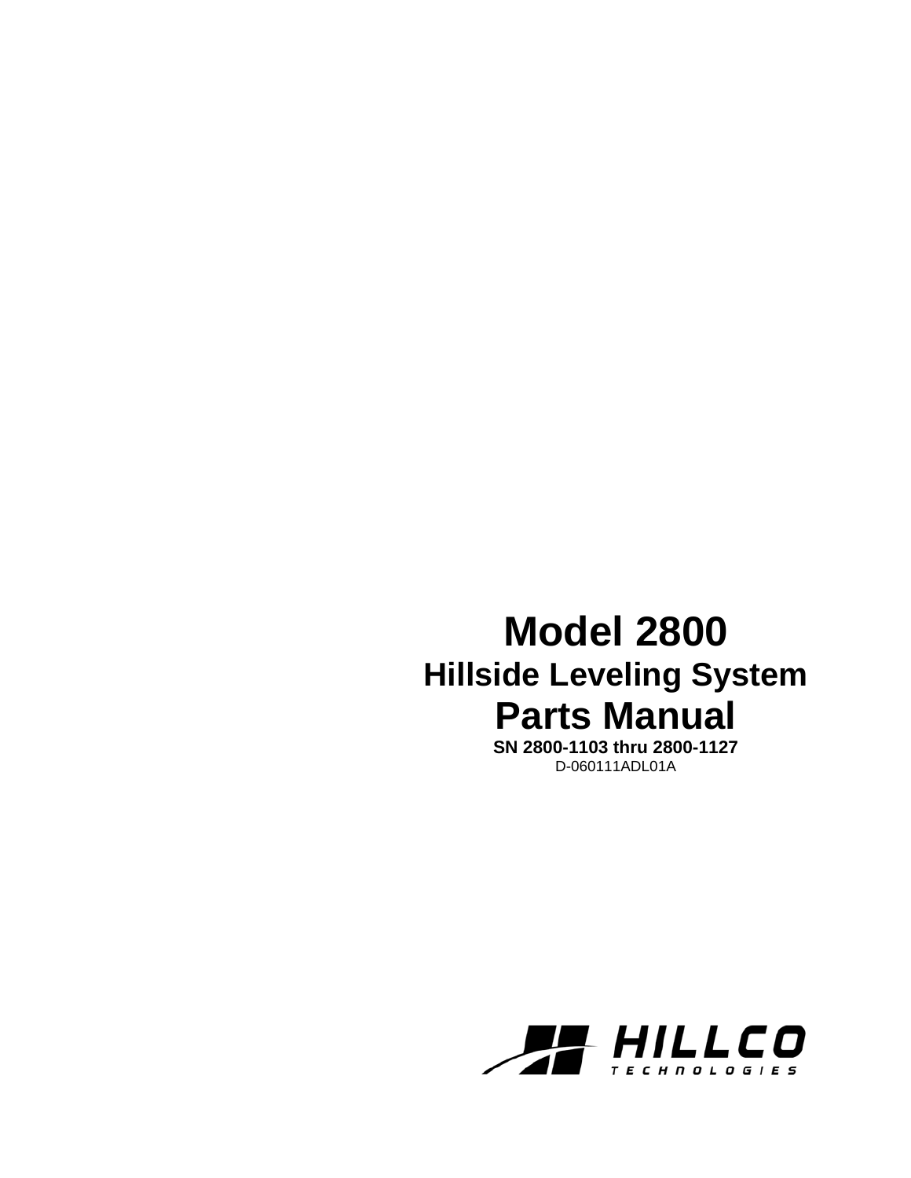# Model 2800

## Hillside Leveling System

# Parts Manual

**SN 2800-1103 thru 2800-1127**

D-060111ADL01A

HILLCO TECHNOLOGIES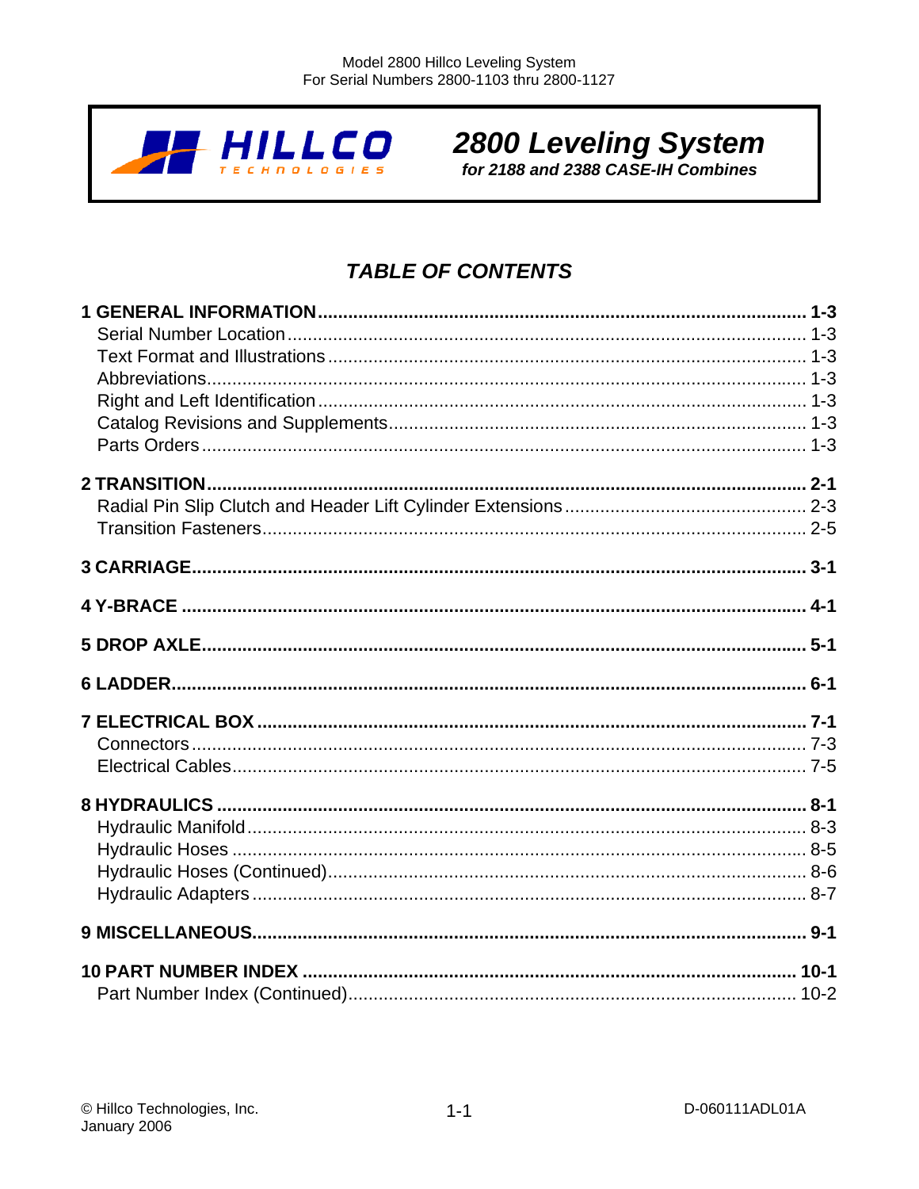# 2800 Leveling System

***for 2188 and 2388 CASE-IH Combines***

## *TABLE OF CONTENTS*

**1 GENERAL INFORMATION ........................................................ 1-3**
- Serial Number Location ........................................................ 1-3
- Text Format and Illustrations ........................................................ 1-3
- Abbreviations ........................................................ 1-3
- Right and Left Identification ........................................................ 1-3
- Catalog Revisions and Supplements ........................................................ 1-3
- Parts Orders ........................................................ 1-3

**2 TRANSITION ........................................................ 2-1**
- Radial Pin Slip Clutch and Header Lift Cylinder Extensions ........................................................ 2-3
- Transition Fasteners ........................................................ 2-5

**3 CARRIAGE ........................................................ 3-1**

**4 Y-BRACE ........................................................ 4-1**

**5 DROP AXLE ........................................................ 5-1**

**6 LADDER ........................................................ 6-1**

**7 ELECTRICAL BOX ........................................................ 7-1**
- Connectors ........................................................ 7-3
- Electrical Cables ........................................................ 7-5

**8 HYDRAULICS ........................................................ 8-1**
- Hydraulic Manifold ........................................................ 8-3
- Hydraulic Hoses ........................................................ 8-5
- Hydraulic Hoses (Continued) ........................................................ 8-6
- Hydraulic Adapters ........................................................ 8-7

**9 MISCELLANEOUS ........................................................ 9-1**

**10 PART NUMBER INDEX ........................................................ 10-1**
- Part Number Index (Continued) ........................................................ 10-2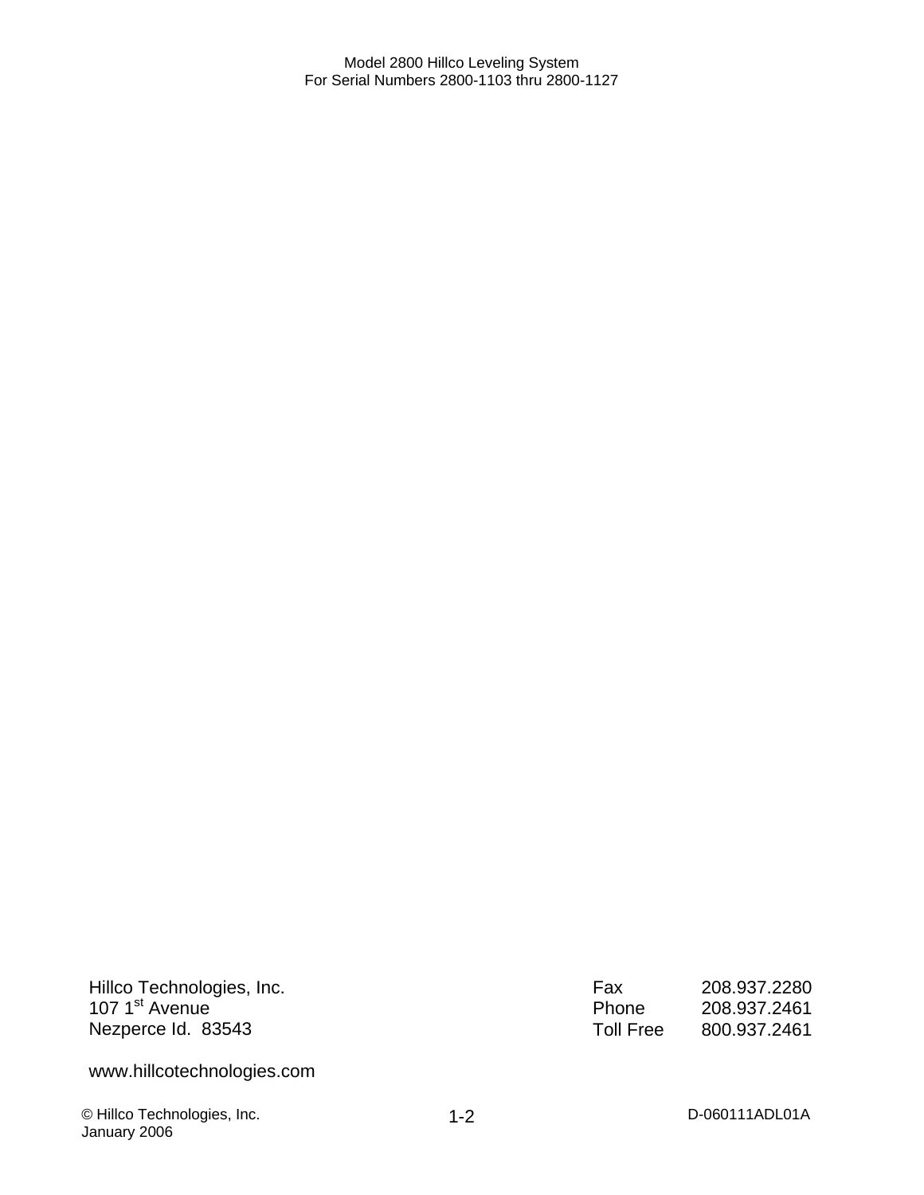Hillco Technologies, Inc.
107 1st Avenue
Nezperce Id. 83543

| | |
|---|---|
| Fax | 208.937.2280 |
| Phone | 208.937.2461 |
| Toll Free | 800.937.2461 |

www.hillcotechnologies.com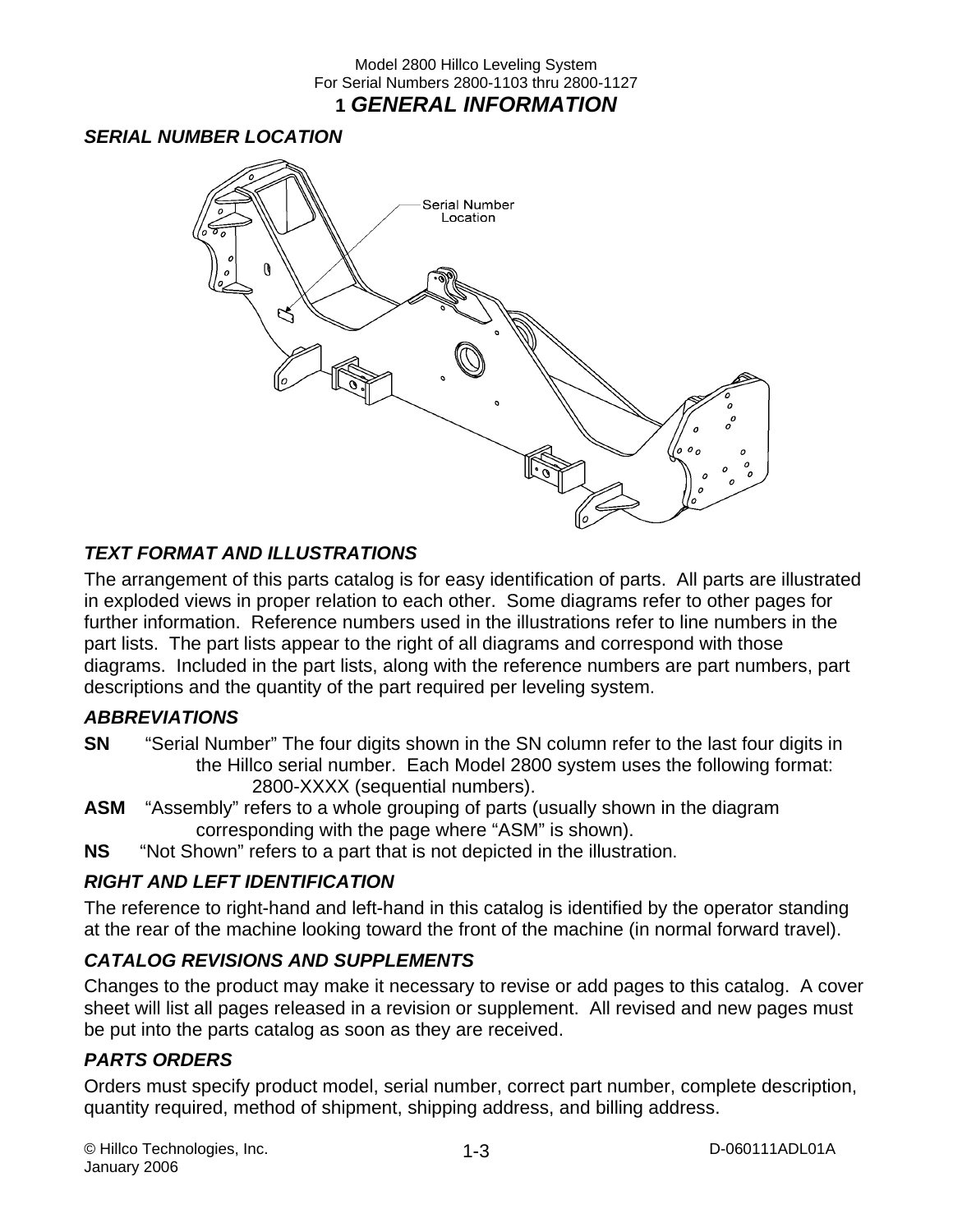## 1 GENERAL INFORMATION

### SERIAL NUMBER LOCATION

Serial Number Location

### TEXT FORMAT AND ILLUSTRATIONS

The arrangement of this parts catalog is for easy identification of parts. All parts are illustrated in exploded views in proper relation to each other. Some diagrams refer to other pages for further information. Reference numbers used in the illustrations refer to line numbers in the part lists. The part lists appear to the right of all diagrams and correspond with those diagrams. Included in the part lists, along with the reference numbers are part numbers, part descriptions and the quantity of the part required per leveling system.

### ABBREVIATIONS

**SN** "Serial Number" The four digits shown in the SN column refer to the last four digits in the Hillco serial number. Each Model 2800 system uses the following format: 2800-XXXX (sequential numbers).

**ASM** "Assembly" refers to a whole grouping of parts (usually shown in the diagram corresponding with the page where "ASM" is shown).

**NS** "Not Shown" refers to a part that is not depicted in the illustration.

### RIGHT AND LEFT IDENTIFICATION

The reference to right-hand and left-hand in this catalog is identified by the operator standing at the rear of the machine looking toward the front of the machine (in normal forward travel).

### CATALOG REVISIONS AND SUPPLEMENTS

Changes to the product may make it necessary to revise or add pages to this catalog. A cover sheet will list all pages released in a revision or supplement. All revised and new pages must be put into the parts catalog as soon as they are received.

### PARTS ORDERS

Orders must specify product model, serial number, correct part number, complete description, quantity required, method of shipment, shipping address, and billing address.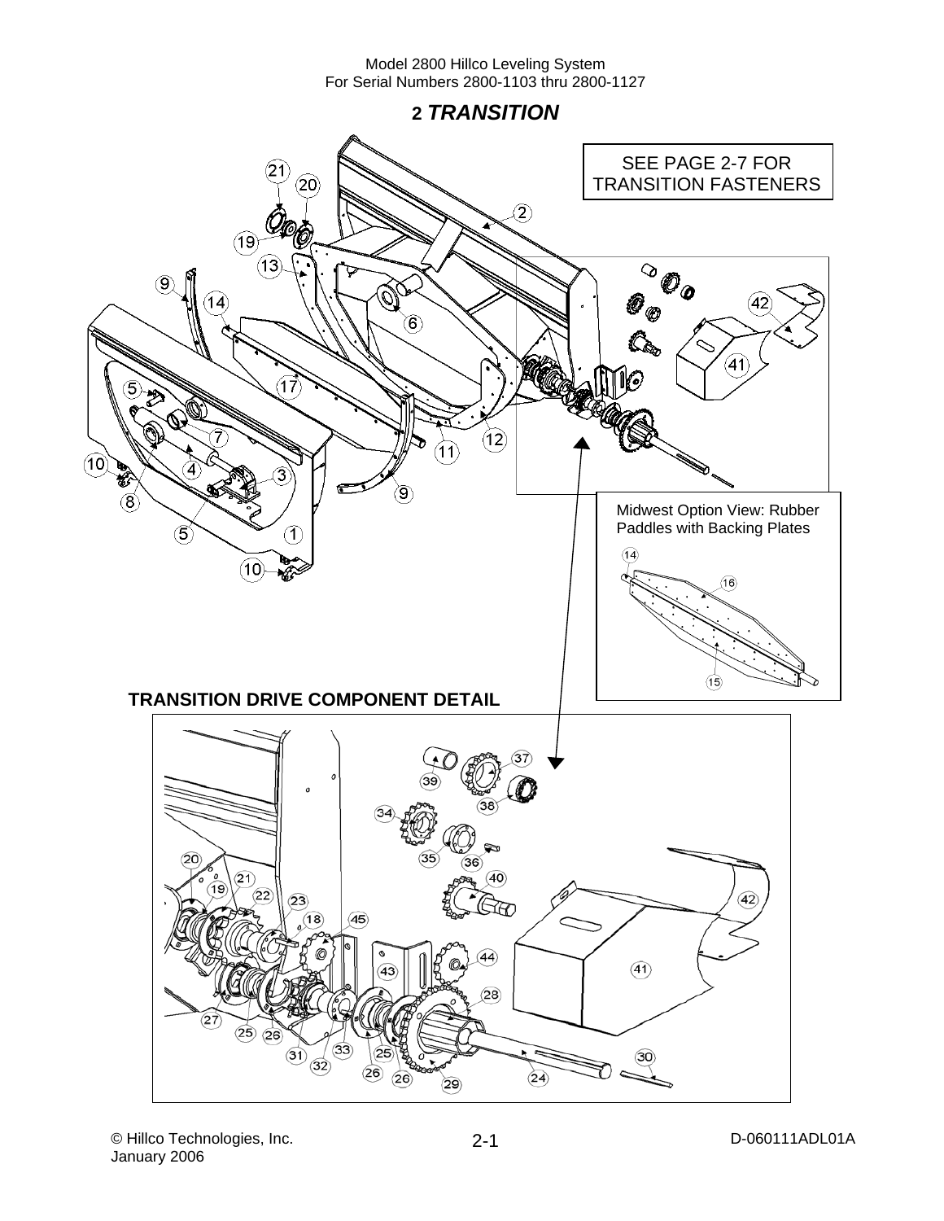## 2 *TRANSITION*

SEE PAGE 2-7 FOR TRANSITION FASTENERS

Midwest Option View: Rubber Paddles with Backing Plates

**TRANSITION DRIVE COMPONENT DETAIL**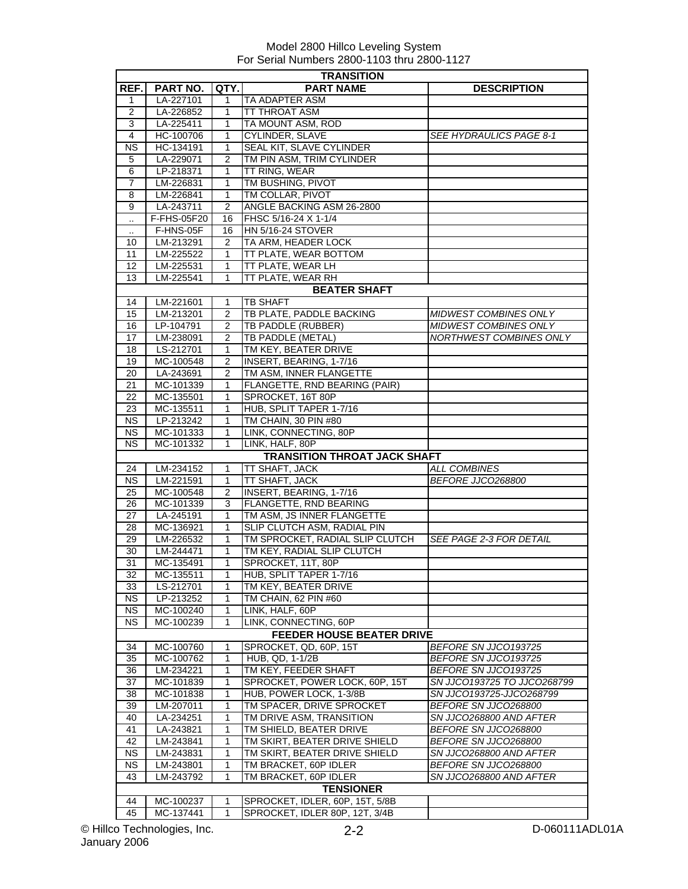Model 2800 Hillco Leveling System
For Serial Numbers 2800-1103 thru 2800-1127

| REF. | PART NO. | QTY. | PART NAME | DESCRIPTION |
|---|---|---|---|---|
| | | | **TRANSITION** | |
| 1 | LA-227101 | 1 | TA ADAPTER ASM | |
| 2 | LA-226852 | 1 | TT THROAT ASM | |
| 3 | LA-225411 | 1 | TA MOUNT ASM, ROD | |
| 4 | HC-100706 | 1 | CYLINDER, SLAVE | *SEE HYDRAULICS PAGE 8-1* |
| NS | HC-134191 | 1 | SEAL KIT, SLAVE CYLINDER | |
| 5 | LA-229071 | 2 | TM PIN ASM, TRIM CYLINDER | |
| 6 | LP-218371 | 1 | TT RING, WEAR | |
| 7 | LM-226831 | 1 | TM BUSHING, PIVOT | |
| 8 | LM-226841 | 1 | TM COLLAR, PIVOT | |
| 9 | LA-243711 | 2 | ANGLE BACKING ASM 26-2800 | |
| .. | F-FHS-05F20 | 16 | FHSC 5/16-24 X 1-1/4 | |
| .. | F-HNS-05F | 16 | HN 5/16-24 STOVER | |
| 10 | LM-213291 | 2 | TA ARM, HEADER LOCK | |
| 11 | LM-225522 | 1 | TT PLATE, WEAR BOTTOM | |
| 12 | LM-225531 | 1 | TT PLATE, WEAR LH | |
| 13 | LM-225541 | 1 | TT PLATE, WEAR RH | |
| | | | **BEATER SHAFT** | |
| 14 | LM-221601 | 1 | TB SHAFT | |
| 15 | LM-213201 | 2 | TB PLATE, PADDLE BACKING | *MIDWEST COMBINES ONLY* |
| 16 | LP-104791 | 2 | TB PADDLE (RUBBER) | *MIDWEST COMBINES ONLY* |
| 17 | LM-238091 | 2 | TB PADDLE (METAL) | *NORTHWEST COMBINES ONLY* |
| 18 | LS-212701 | 1 | TM KEY, BEATER DRIVE | |
| 19 | MC-100548 | 2 | INSERT, BEARING, 1-7/16 | |
| 20 | LA-243691 | 2 | TM ASM, INNER FLANGETTE | |
| 21 | MC-101339 | 1 | FLANGETTE, RND BEARING (PAIR) | |
| 22 | MC-135501 | 1 | SPROCKET, 16T 80P | |
| 23 | MC-135511 | 1 | HUB, SPLIT TAPER 1-7/16 | |
| NS | LP-213242 | 1 | TM CHAIN, 30 PIN #80 | |
| NS | MC-101333 | 1 | LINK, CONNECTING, 80P | |
| NS | MC-101332 | 1 | LINK, HALF, 80P | |
| | | | **TRANSITION THROAT JACK SHAFT** | |
| 24 | LM-234152 | 1 | TT SHAFT, JACK | *ALL COMBINES* |
| NS | LM-221591 | 1 | TT SHAFT, JACK | *BEFORE JJCO268800* |
| 25 | MC-100548 | 2 | INSERT, BEARING, 1-7/16 | |
| 26 | MC-101339 | 3 | FLANGETTE, RND BEARING | |
| 27 | LA-245191 | 1 | TM ASM, JS INNER FLANGETTE | |
| 28 | MC-136921 | 1 | SLIP CLUTCH ASM, RADIAL PIN | |
| 29 | LM-226532 | 1 | TM SPROCKET, RADIAL SLIP CLUTCH | *SEE PAGE 2-3 FOR DETAIL* |
| 30 | LM-244471 | 1 | TM KEY, RADIAL SLIP CLUTCH | |
| 31 | MC-135491 | 1 | SPROCKET, 11T, 80P | |
| 32 | MC-135511 | 1 | HUB, SPLIT TAPER 1-7/16 | |
| 33 | LS-212701 | 1 | TM KEY, BEATER DRIVE | |
| NS | LP-213252 | 1 | TM CHAIN, 62 PIN #60 | |
| NS | MC-100240 | 1 | LINK, HALF, 60P | |
| NS | MC-100239 | 1 | LINK, CONNECTING, 60P | |
| | | | **FEEDER HOUSE BEATER DRIVE** | |
| 34 | MC-100760 | 1 | SPROCKET, QD, 60P, 15T | *BEFORE SN JJCO193725* |
| 35 | MC-100762 | 1 | HUB, QD, 1-1/2B | *BEFORE SN JJCO193725* |
| 36 | LM-234221 | 1 | TM KEY, FEEDER SHAFT | *BEFORE SN JJCO193725* |
| 37 | MC-101839 | 1 | SPROCKET, POWER LOCK, 60P, 15T | *SN JJCO193725 TO JJCO268799* |
| 38 | MC-101838 | 1 | HUB, POWER LOCK, 1-3/8B | *SN JJCO193725-JJCO268799* |
| 39 | LM-207011 | 1 | TM SPACER, DRIVE SPROCKET | *BEFORE SN JJCO268800* |
| 40 | LA-234251 | 1 | TM DRIVE ASM, TRANSITION | *SN JJCO268800 AND AFTER* |
| 41 | LA-243821 | 1 | TM SHIELD, BEATER DRIVE | *BEFORE SN JJCO268800* |
| 42 | LM-243841 | 1 | TM SKIRT, BEATER DRIVE SHIELD | *BEFORE SN JJCO268800* |
| NS | LM-243831 | 1 | TM SKIRT, BEATER DRIVE SHIELD | *SN JJCO268800 AND AFTER* |
| NS | LM-243801 | 1 | TM BRACKET, 60P IDLER | *BEFORE SN JJCO268800* |
| 43 | LM-243792 | 1 | TM BRACKET, 60P IDLER | *SN JJCO268800 AND AFTER* |
| | | | **TENSIONER** | |
| 44 | MC-100237 | 1 | SPROCKET, IDLER, 60P, 15T, 5/8B | |
| 45 | MC-137441 | 1 | SPROCKET, IDLER 80P, 12T, 3/4B | |

© Hillco Technologies, Inc.
January 2006

D-060111ADL01A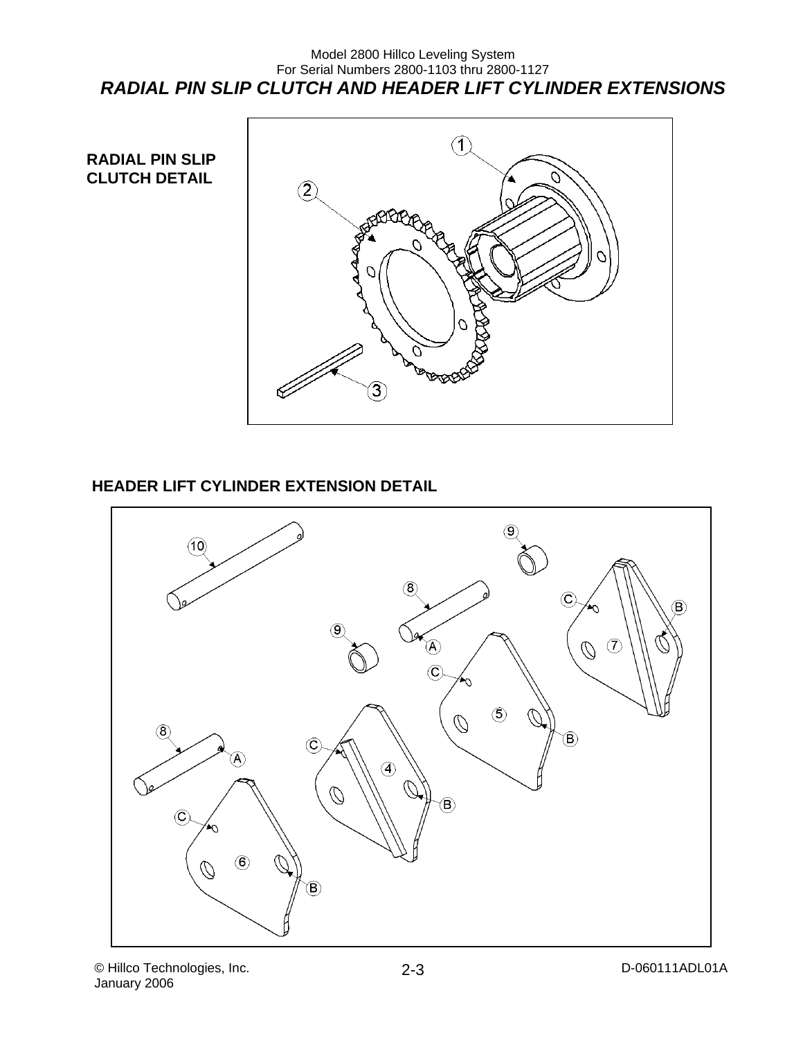Model 2800 Hillco Leveling System
For Serial Numbers 2800-1103 thru 2800-1127

# RADIAL PIN SLIP CLUTCH AND HEADER LIFT CYLINDER EXTENSIONS

**RADIAL PIN SLIP CLUTCH DETAIL**

1
2
3

**HEADER LIFT CYLINDER EXTENSION DETAIL**

10
9
8
A
C
B
7
9
C
5
B
8
A
C
4
B
C
6
B

© Hillco Technologies, Inc.
January 2006

D-060111ADL01A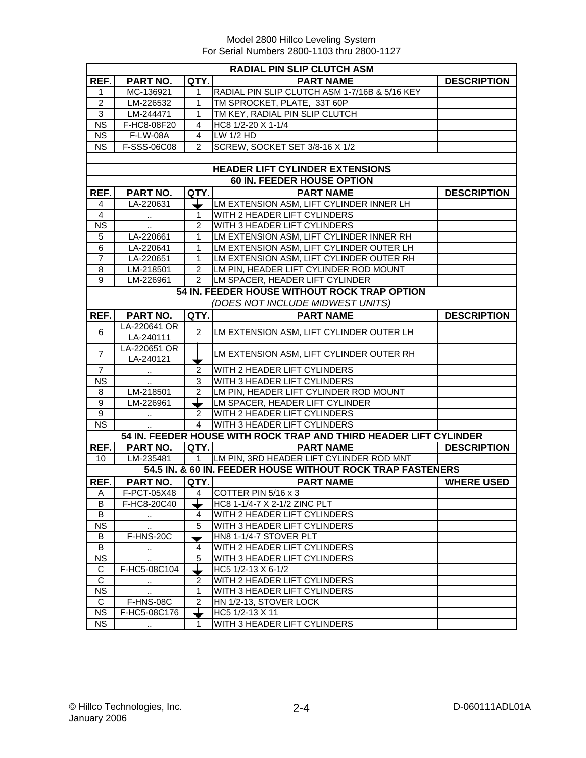| RADIAL PIN SLIP CLUTCH ASM | | | | |
|---|---|---|---|---|
| **REF.** | **PART NO.** | **QTY.** | **PART NAME** | **DESCRIPTION** |
| 1 | MC-136921 | 1 | RADIAL PIN SLIP CLUTCH ASM 1-7/16B & 5/16 KEY | |
| 2 | LM-226532 | 1 | TM SPROCKET, PLATE, 33T 60P | |
| 3 | LM-244471 | 1 | TM KEY, RADIAL PIN SLIP CLUTCH | |
| NS | F-HC8-08F20 | 4 | HC8 1/2-20 X 1-1/4 | |
| NS | F-LW-08A | 4 | LW 1/2 HD | |
| NS | F-SSS-06C08 | 2 | SCREW, SOCKET SET 3/8-16 X 1/2 | |

| HEADER LIFT CYLINDER EXTENSIONS | | | | |
|---|---|---|---|---|
| **60 IN. FEEDER HOUSE OPTION** | | | | |
| **REF.** | **PART NO.** | **QTY.** | **PART NAME** | **DESCRIPTION** |
| 4 | LA-220631 | ↓ | LM EXTENSION ASM, LIFT CYLINDER INNER LH | |
| 4 | .. | 1 | WITH 2 HEADER LIFT CYLINDERS | |
| NS | .. | 2 | WITH 3 HEADER LIFT CYLINDERS | |
| 5 | LA-220661 | 1 | LM EXTENSION ASM, LIFT CYLINDER INNER RH | |
| 6 | LA-220641 | 1 | LM EXTENSION ASM, LIFT CYLINDER OUTER LH | |
| 7 | LA-220651 | 1 | LM EXTENSION ASM, LIFT CYLINDER OUTER RH | |
| 8 | LM-218501 | 2 | LM PIN, HEADER LIFT CYLINDER ROD MOUNT | |
| 9 | LM-226961 | 2 | LM SPACER, HEADER LIFT CYLINDER | |
| **54 IN. FEEDER HOUSE WITHOUT ROCK TRAP OPTION** *(DOES NOT INCLUDE MIDWEST UNITS)* | | | | |
| **REF.** | **PART NO.** | **QTY.** | **PART NAME** | **DESCRIPTION** |
| 6 | LA-220641 OR LA-240111 | 2 | LM EXTENSION ASM, LIFT CYLINDER OUTER LH | |
| 7 | LA-220651 OR LA-240121 | ↓ | LM EXTENSION ASM, LIFT CYLINDER OUTER RH | |
| 7 | .. | 2 | WITH 2 HEADER LIFT CYLINDERS | |
| NS | .. | 3 | WITH 3 HEADER LIFT CYLINDERS | |
| 8 | LM-218501 | 2 | LM PIN, HEADER LIFT CYLINDER ROD MOUNT | |
| 9 | LM-226961 | ↓ | LM SPACER, HEADER LIFT CYLINDER | |
| 9 | .. | 2 | WITH 2 HEADER LIFT CYLINDERS | |
| NS | .. | 4 | WITH 3 HEADER LIFT CYLINDERS | |
| **54 IN. FEEDER HOUSE WITH ROCK TRAP AND THIRD HEADER LIFT CYLINDER** | | | | |
| **REF.** | **PART NO.** | **QTY.** | **PART NAME** | **DESCRIPTION** |
| 10 | LM-235481 | 1 | LM PIN, 3RD HEADER LIFT CYLINDER ROD MNT | |
| **54.5 IN. & 60 IN. FEEDER HOUSE WITHOUT ROCK TRAP FASTENERS** | | | | |
| **REF.** | **PART NO.** | **QTY.** | **PART NAME** | **WHERE USED** |
| A | F-PCT-05X48 | 4 | COTTER PIN 5/16 x 3 | |
| B | F-HC8-20C40 | ↓ | HC8 1-1/4-7 X 2-1/2 ZINC PLT | |
| B | .. | 4 | WITH 2 HEADER LIFT CYLINDERS | |
| NS | .. | 5 | WITH 3 HEADER LIFT CYLINDERS | |
| B | F-HNS-20C | ↓ | HN8 1-1/4-7 STOVER PLT | |
| B | .. | 4 | WITH 2 HEADER LIFT CYLINDERS | |
| NS | .. | 5 | WITH 3 HEADER LIFT CYLINDERS | |
| C | F-HC5-08C104 | ↓ | HC5 1/2-13 X 6-1/2 | |
| C | .. | 2 | WITH 2 HEADER LIFT CYLINDERS | |
| NS | .. | 1 | WITH 3 HEADER LIFT CYLINDERS | |
| C | F-HNS-08C | 2 | HN 1/2-13, STOVER LOCK | |
| NS | F-HC5-08C176 | ↓ | HC5 1/2-13 X 11 | |
| NS | .. | 1 | WITH 3 HEADER LIFT CYLINDERS | |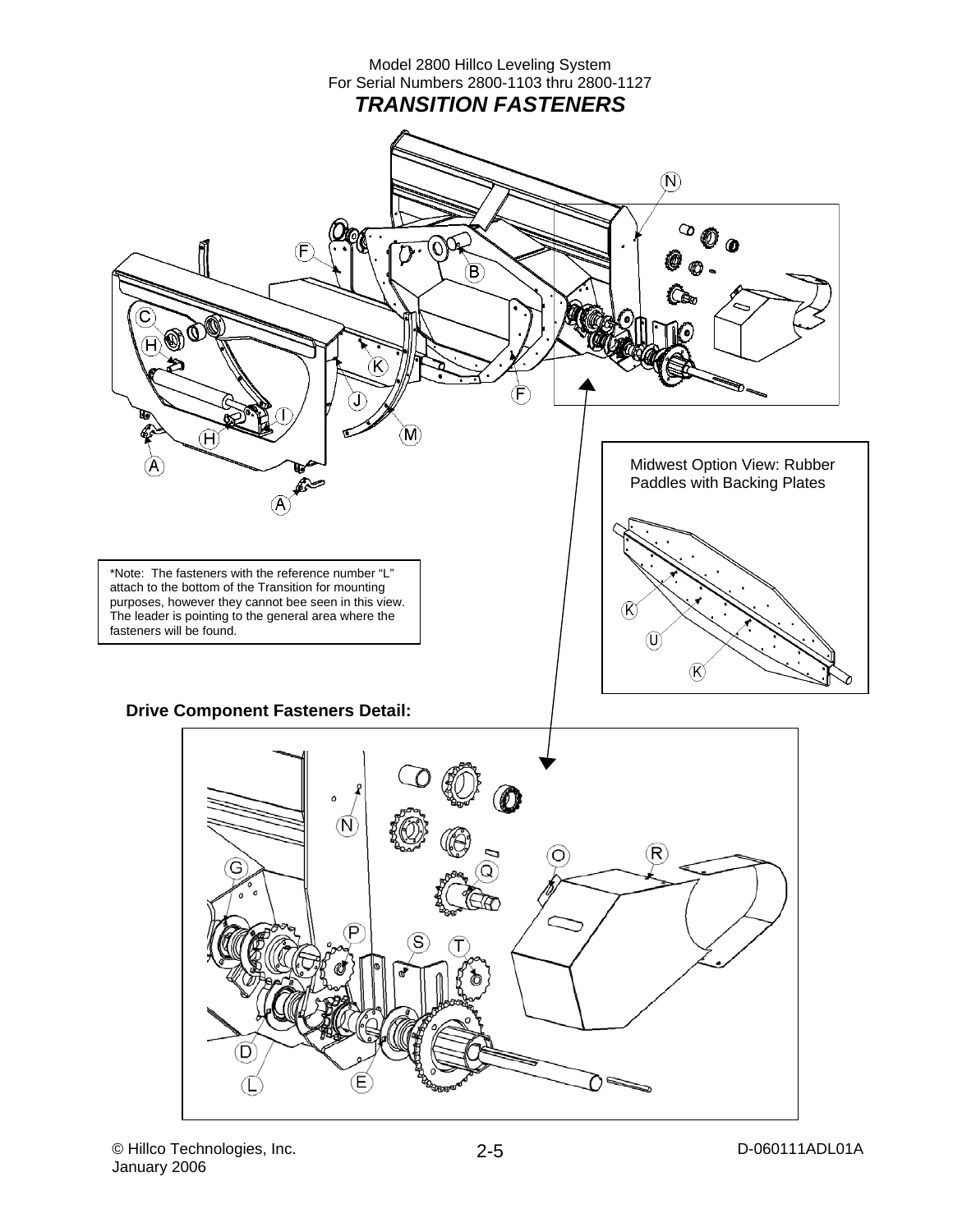# TRANSITION FASTENERS

Midwest Option View: Rubber Paddles with Backing Plates

*Note: The fasteners with the reference number "L" attach to the bottom of the Transition for mounting purposes, however they cannot bee seen in this view. The leader is pointing to the general area where the fasteners will be found.

**Drive Component Fasteners Detail:**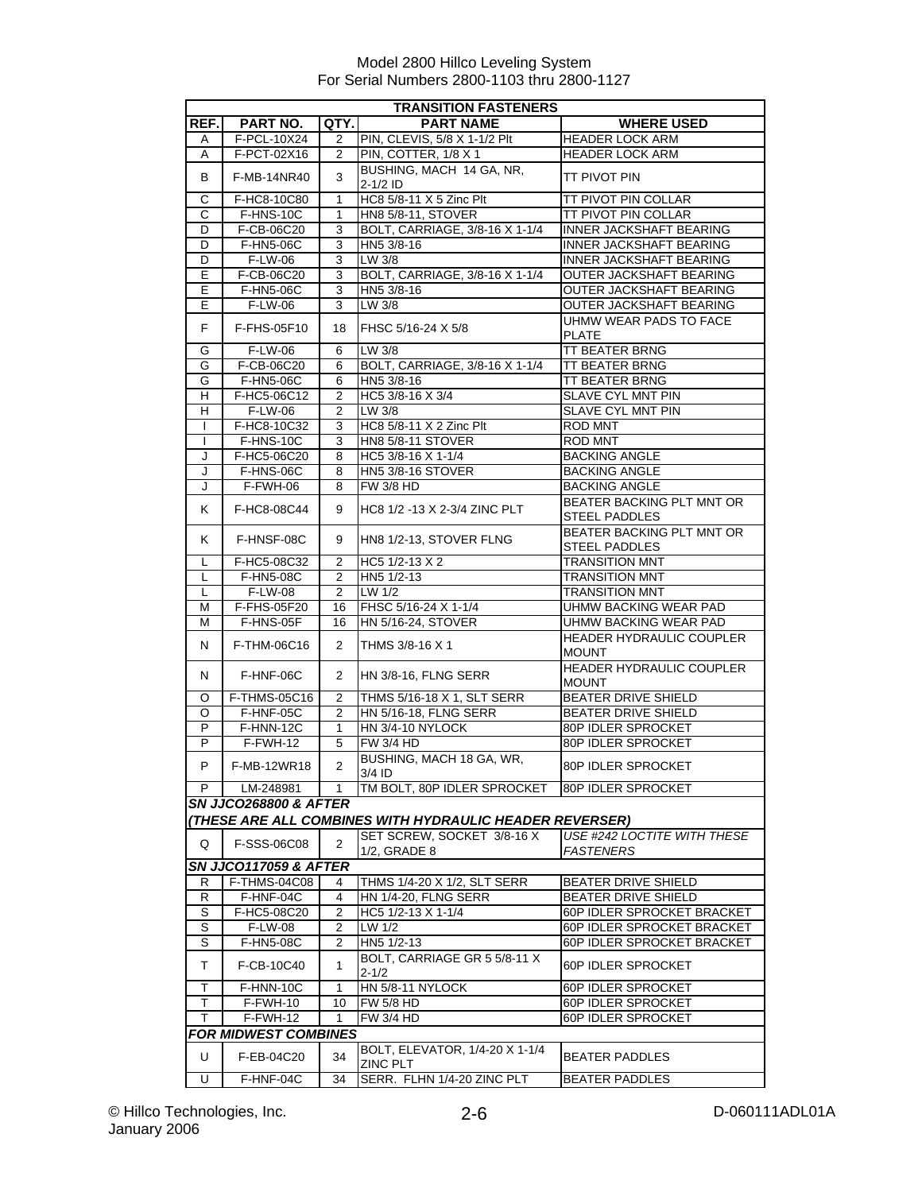Model 2800 Hillco Leveling System
For Serial Numbers 2800-1103 thru 2800-1127

| TRANSITION FASTENERS | | | | |
|---|---|---|---|---|
| **REF.** | **PART NO.** | **QTY.** | **PART NAME** | **WHERE USED** |
| A | F-PCL-10X24 | 2 | PIN, CLEVIS, 5/8 X 1-1/2 Plt | HEADER LOCK ARM |
| A | F-PCT-02X16 | 2 | PIN, COTTER, 1/8 X 1 | HEADER LOCK ARM |
| B | F-MB-14NR40 | 3 | BUSHING, MACH 14 GA, NR, 2-1/2 ID | TT PIVOT PIN |
| C | F-HC8-10C80 | 1 | HC8 5/8-11 X 5 Zinc Plt | TT PIVOT PIN COLLAR |
| C | F-HNS-10C | 1 | HN8 5/8-11, STOVER | TT PIVOT PIN COLLAR |
| D | F-CB-06C20 | 3 | BOLT, CARRIAGE, 3/8-16 X 1-1/4 | INNER JACKSHAFT BEARING |
| D | F-HN5-06C | 3 | HN5 3/8-16 | INNER JACKSHAFT BEARING |
| D | F-LW-06 | 3 | LW 3/8 | INNER JACKSHAFT BEARING |
| E | F-CB-06C20 | 3 | BOLT, CARRIAGE, 3/8-16 X 1-1/4 | OUTER JACKSHAFT BEARING |
| E | F-HN5-06C | 3 | HN5 3/8-16 | OUTER JACKSHAFT BEARING |
| E | F-LW-06 | 3 | LW 3/8 | OUTER JACKSHAFT BEARING |
| F | F-FHS-05F10 | 18 | FHSC 5/16-24 X 5/8 | UHMW WEAR PADS TO FACE PLATE |
| G | F-LW-06 | 6 | LW 3/8 | TT BEATER BRNG |
| G | F-CB-06C20 | 6 | BOLT, CARRIAGE, 3/8-16 X 1-1/4 | TT BEATER BRNG |
| G | F-HN5-06C | 6 | HN5 3/8-16 | TT BEATER BRNG |
| H | F-HC5-06C12 | 2 | HC5 3/8-16 X 3/4 | SLAVE CYL MNT PIN |
| H | F-LW-06 | 2 | LW 3/8 | SLAVE CYL MNT PIN |
| I | F-HC8-10C32 | 3 | HC8 5/8-11 X 2 Zinc Plt | ROD MNT |
| I | F-HNS-10C | 3 | HN8 5/8-11 STOVER | ROD MNT |
| J | F-HC5-06C20 | 8 | HC5 3/8-16 X 1-1/4 | BACKING ANGLE |
| J | F-HNS-06C | 8 | HN5 3/8-16 STOVER | BACKING ANGLE |
| J | F-FWH-06 | 8 | FW 3/8 HD | BACKING ANGLE |
| K | F-HC8-08C44 | 9 | HC8 1/2 -13 X 2-3/4 ZINC PLT | BEATER BACKING PLT MNT OR STEEL PADDLES |
| K | F-HNSF-08C | 9 | HN8 1/2-13, STOVER FLNG | BEATER BACKING PLT MNT OR STEEL PADDLES |
| L | F-HC5-08C32 | 2 | HC5 1/2-13 X 2 | TRANSITION MNT |
| L | F-HN5-08C | 2 | HN5 1/2-13 | TRANSITION MNT |
| L | F-LW-08 | 2 | LW 1/2 | TRANSITION MNT |
| M | F-FHS-05F20 | 16 | FHSC 5/16-24 X 1-1/4 | UHMW BACKING WEAR PAD |
| M | F-HNS-05F | 16 | HN 5/16-24, STOVER | UHMW BACKING WEAR PAD |
| N | F-THM-06C16 | 2 | THMS 3/8-16 X 1 | HEADER HYDRAULIC COUPLER MOUNT |
| N | F-HNF-06C | 2 | HN 3/8-16, FLNG SERR | HEADER HYDRAULIC COUPLER MOUNT |
| O | F-THMS-05C16 | 2 | THMS 5/16-18 X 1, SLT SERR | BEATER DRIVE SHIELD |
| O | F-HNF-05C | 2 | HN 5/16-18, FLNG SERR | BEATER DRIVE SHIELD |
| P | F-HNN-12C | 1 | HN 3/4-10 NYLOCK | 80P IDLER SPROCKET |
| P | F-FWH-12 | 5 | FW 3/4 HD | 80P IDLER SPROCKET |
| P | F-MB-12WR18 | 2 | BUSHING, MACH 18 GA, WR, 3/4 ID | 80P IDLER SPROCKET |
| P | LM-248981 | 1 | TM BOLT, 80P IDLER SPROCKET | 80P IDLER SPROCKET |
| ***SN JJCO268800 & AFTER*** | | | | |
| ***(THESE ARE ALL COMBINES WITH HYDRAULIC HEADER REVERSER)*** | | | | |
| Q | F-SSS-06C08 | 2 | SET SCREW, SOCKET 3/8-16 X 1/2, GRADE 8 | *USE #242 LOCTITE WITH THESE FASTENERS* |
| ***SN JJCO117059 & AFTER*** | | | | |
| R | F-THMS-04C08 | 4 | THMS 1/4-20 X 1/2, SLT SERR | BEATER DRIVE SHIELD |
| R | F-HNF-04C | 4 | HN 1/4-20, FLNG SERR | BEATER DRIVE SHIELD |
| S | F-HC5-08C20 | 2 | HC5 1/2-13 X 1-1/4 | 60P IDLER SPROCKET BRACKET |
| S | F-LW-08 | 2 | LW 1/2 | 60P IDLER SPROCKET BRACKET |
| S | F-HN5-08C | 2 | HN5 1/2-13 | 60P IDLER SPROCKET BRACKET |
| T | F-CB-10C40 | 1 | BOLT, CARRIAGE GR 5 5/8-11 X 2-1/2 | 60P IDLER SPROCKET |
| T | F-HNN-10C | 1 | HN 5/8-11 NYLOCK | 60P IDLER SPROCKET |
| T | F-FWH-10 | 10 | FW 5/8 HD | 60P IDLER SPROCKET |
| T | F-FWH-12 | 1 | FW 3/4 HD | 60P IDLER SPROCKET |
| ***FOR MIDWEST COMBINES*** | | | | |
| U | F-EB-04C20 | 34 | BOLT, ELEVATOR, 1/4-20 X 1-1/4 ZINC PLT | BEATER PADDLES |
| U | F-HNF-04C | 34 | SERR. FLHN 1/4-20 ZINC PLT | BEATER PADDLES |

© Hillco Technologies, Inc.
January 2006

D-060111ADL01A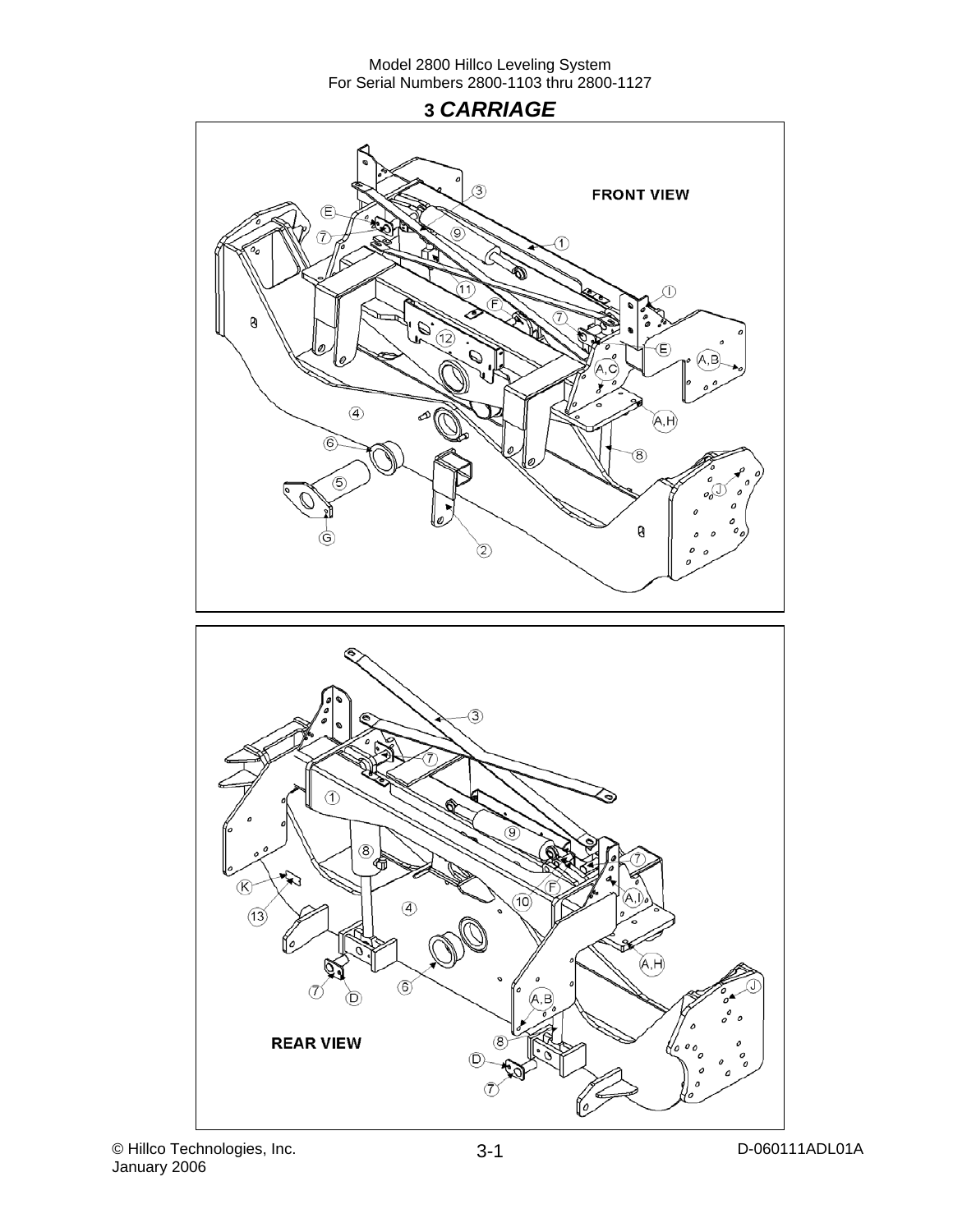# 3 *CARRIAGE*

FRONT VIEW

REAR VIEW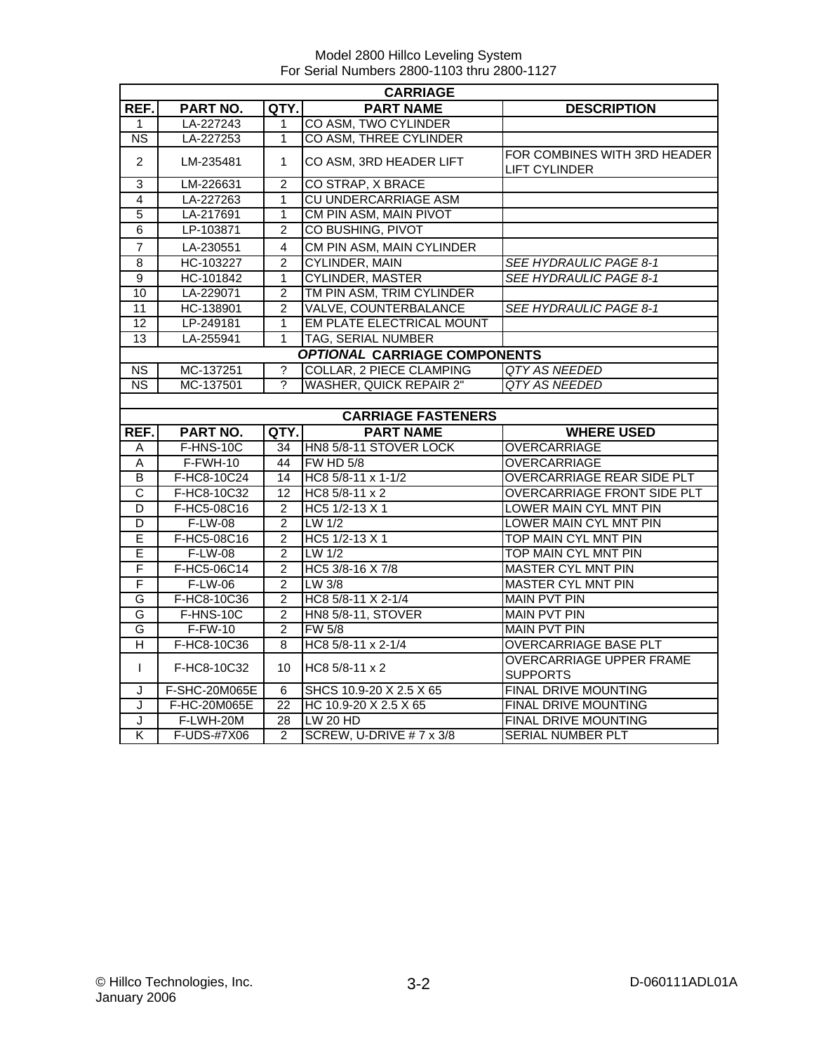Model 2800 Hillco Leveling System
For Serial Numbers 2800-1103 thru 2800-1127

| CARRIAGE | | | | |
|---|---|---|---|---|
| **REF.** | **PART NO.** | **QTY.** | **PART NAME** | **DESCRIPTION** |
| 1 | LA-227243 | 1 | CO ASM, TWO CYLINDER | |
| NS | LA-227253 | 1 | CO ASM, THREE CYLINDER | |
| 2 | LM-235481 | 1 | CO ASM, 3RD HEADER LIFT | FOR COMBINES WITH 3RD HEADER LIFT CYLINDER |
| 3 | LM-226631 | 2 | CO STRAP, X BRACE | |
| 4 | LA-227263 | 1 | CU UNDERCARRIAGE ASM | |
| 5 | LA-217691 | 1 | CM PIN ASM, MAIN PIVOT | |
| 6 | LP-103871 | 2 | CO BUSHING, PIVOT | |
| 7 | LA-230551 | 4 | CM PIN ASM, MAIN CYLINDER | |
| 8 | HC-103227 | 2 | CYLINDER, MAIN | *SEE HYDRAULIC PAGE 8-1* |
| 9 | HC-101842 | 1 | CYLINDER, MASTER | *SEE HYDRAULIC PAGE 8-1* |
| 10 | LA-229071 | 2 | TM PIN ASM, TRIM CYLINDER | |
| 11 | HC-138901 | 2 | VALVE, COUNTERBALANCE | *SEE HYDRAULIC PAGE 8-1* |
| 12 | LP-249181 | 1 | EM PLATE ELECTRICAL MOUNT | |
| 13 | LA-255941 | 1 | TAG, SERIAL NUMBER | |
| ***OPTIONAL* CARRIAGE COMPONENTS** | | | | |
| NS | MC-137251 | ? | COLLAR, 2 PIECE CLAMPING | *QTY AS NEEDED* |
| NS | MC-137501 | ? | WASHER, QUICK REPAIR 2" | *QTY AS NEEDED* |

| CARRIAGE FASTENERS | | | | |
|---|---|---|---|---|
| **REF.** | **PART NO.** | **QTY.** | **PART NAME** | **WHERE USED** |
| A | F-HNS-10C | 34 | HN8 5/8-11 STOVER LOCK | OVERCARRIAGE |
| A | F-FWH-10 | 44 | FW HD 5/8 | OVERCARRIAGE |
| B | F-HC8-10C24 | 14 | HC8 5/8-11 x 1-1/2 | OVERCARRIAGE REAR SIDE PLT |
| C | F-HC8-10C32 | 12 | HC8 5/8-11 x 2 | OVERCARRIAGE FRONT SIDE PLT |
| D | F-HC5-08C16 | 2 | HC5 1/2-13 X 1 | LOWER MAIN CYL MNT PIN |
| D | F-LW-08 | 2 | LW 1/2 | LOWER MAIN CYL MNT PIN |
| E | F-HC5-08C16 | 2 | HC5 1/2-13 X 1 | TOP MAIN CYL MNT PIN |
| E | F-LW-08 | 2 | LW 1/2 | TOP MAIN CYL MNT PIN |
| F | F-HC5-06C14 | 2 | HC5 3/8-16 X 7/8 | MASTER CYL MNT PIN |
| F | F-LW-06 | 2 | LW 3/8 | MASTER CYL MNT PIN |
| G | F-HC8-10C36 | 2 | HC8 5/8-11 X 2-1/4 | MAIN PVT PIN |
| G | F-HNS-10C | 2 | HN8 5/8-11, STOVER | MAIN PVT PIN |
| G | F-FW-10 | 2 | FW 5/8 | MAIN PVT PIN |
| H | F-HC8-10C36 | 8 | HC8 5/8-11 x 2-1/4 | OVERCARRIAGE BASE PLT |
| I | F-HC8-10C32 | 10 | HC8 5/8-11 x 2 | OVERCARRIAGE UPPER FRAME SUPPORTS |
| J | F-SHC-20M065E | 6 | SHCS 10.9-20 X 2.5 X 65 | FINAL DRIVE MOUNTING |
| J | F-HC-20M065E | 22 | HC 10.9-20 X 2.5 X 65 | FINAL DRIVE MOUNTING |
| J | F-LWH-20M | 28 | LW 20 HD | FINAL DRIVE MOUNTING |
| K | F-UDS-#7X06 | 2 | SCREW, U-DRIVE # 7 x 3/8 | SERIAL NUMBER PLT |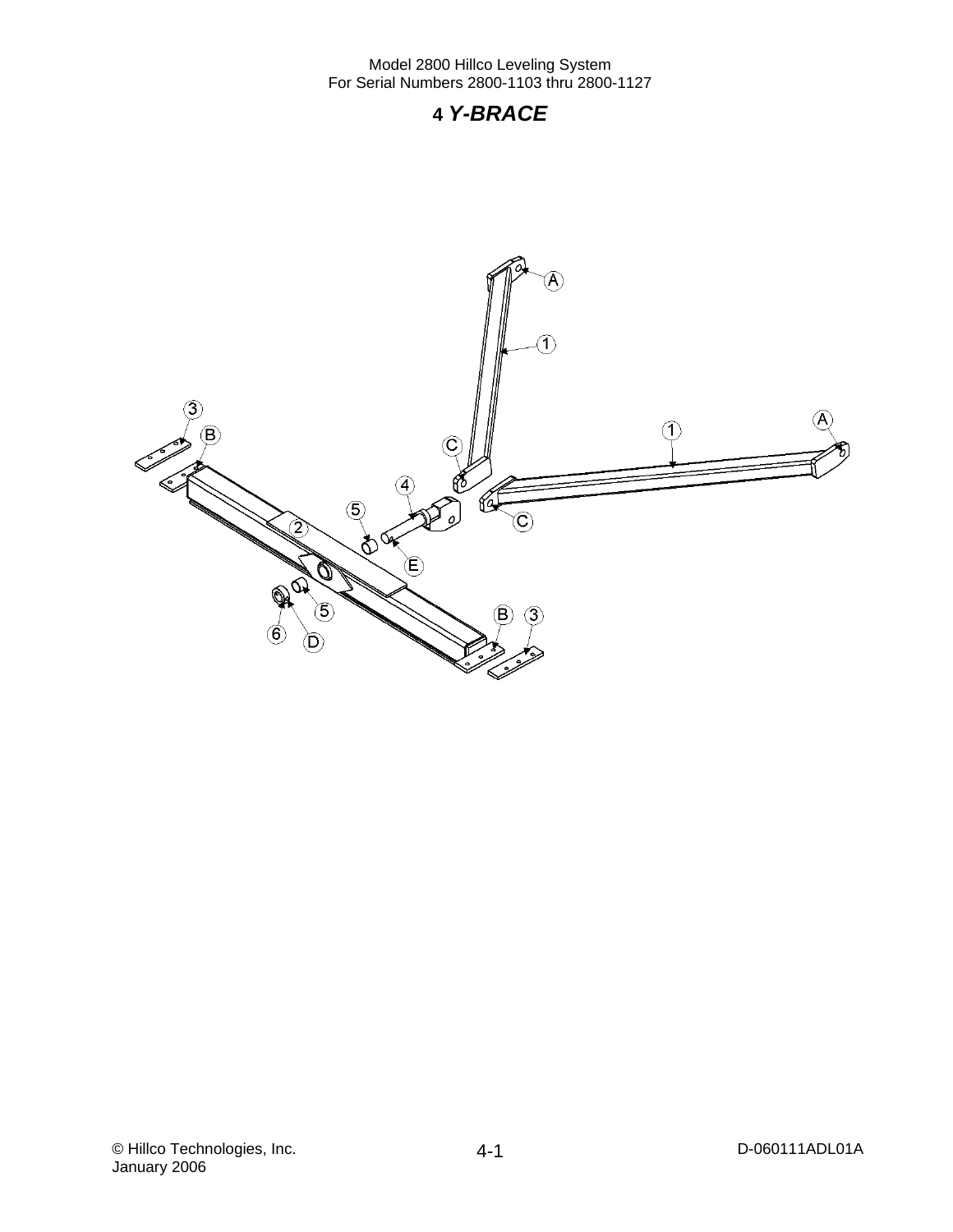# 4 *Y-BRACE*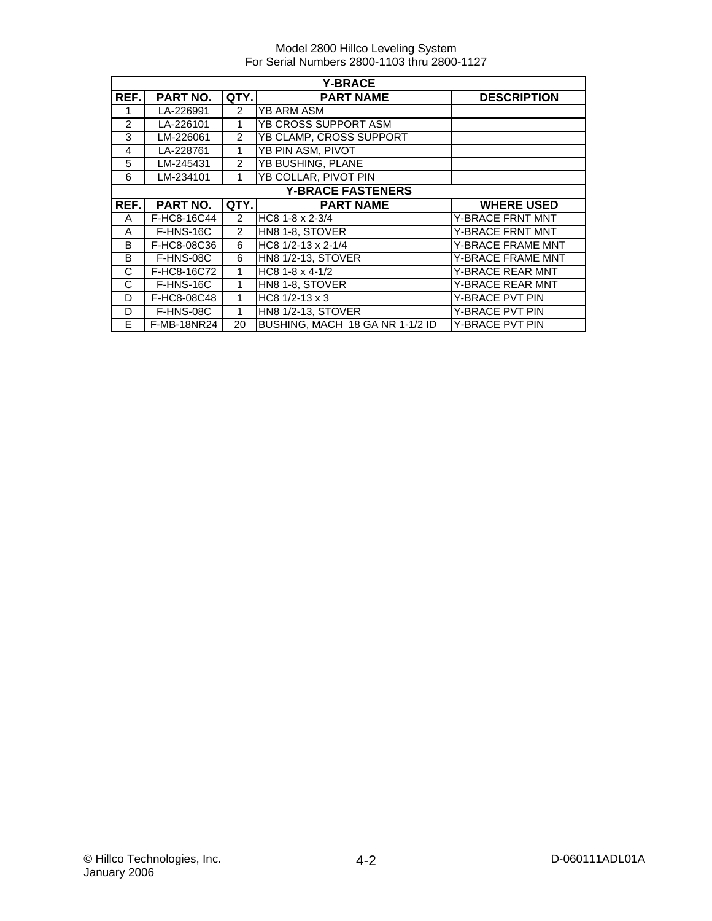Model 2800 Hillco Leveling System
For Serial Numbers 2800-1103 thru 2800-1127

| Y-BRACE | | | | |
|---|---|---|---|---|
| **REF.** | **PART NO.** | **QTY.** | **PART NAME** | **DESCRIPTION** |
| 1 | LA-226991 | 2 | YB ARM ASM | |
| 2 | LA-226101 | 1 | YB CROSS SUPPORT ASM | |
| 3 | LM-226061 | 2 | YB CLAMP, CROSS SUPPORT | |
| 4 | LA-228761 | 1 | YB PIN ASM, PIVOT | |
| 5 | LM-245431 | 2 | YB BUSHING, PLANE | |
| 6 | LM-234101 | 1 | YB COLLAR, PIVOT PIN | |
| **Y-BRACE FASTENERS** | | | | |
| **REF.** | **PART NO.** | **QTY.** | **PART NAME** | **WHERE USED** |
| A | F-HC8-16C44 | 2 | HC8 1-8 x 2-3/4 | Y-BRACE FRNT MNT |
| A | F-HNS-16C | 2 | HN8 1-8, STOVER | Y-BRACE FRNT MNT |
| B | F-HC8-08C36 | 6 | HC8 1/2-13 x 2-1/4 | Y-BRACE FRAME MNT |
| B | F-HNS-08C | 6 | HN8 1/2-13, STOVER | Y-BRACE FRAME MNT |
| C | F-HC8-16C72 | 1 | HC8 1-8 x 4-1/2 | Y-BRACE REAR MNT |
| C | F-HNS-16C | 1 | HN8 1-8, STOVER | Y-BRACE REAR MNT |
| D | F-HC8-08C48 | 1 | HC8 1/2-13 x 3 | Y-BRACE PVT PIN |
| D | F-HNS-08C | 1 | HN8 1/2-13, STOVER | Y-BRACE PVT PIN |
| E | F-MB-18NR24 | 20 | BUSHING, MACH 18 GA NR 1-1/2 ID | Y-BRACE PVT PIN |

© Hillco Technologies, Inc.
January 2006

D-060111ADL01A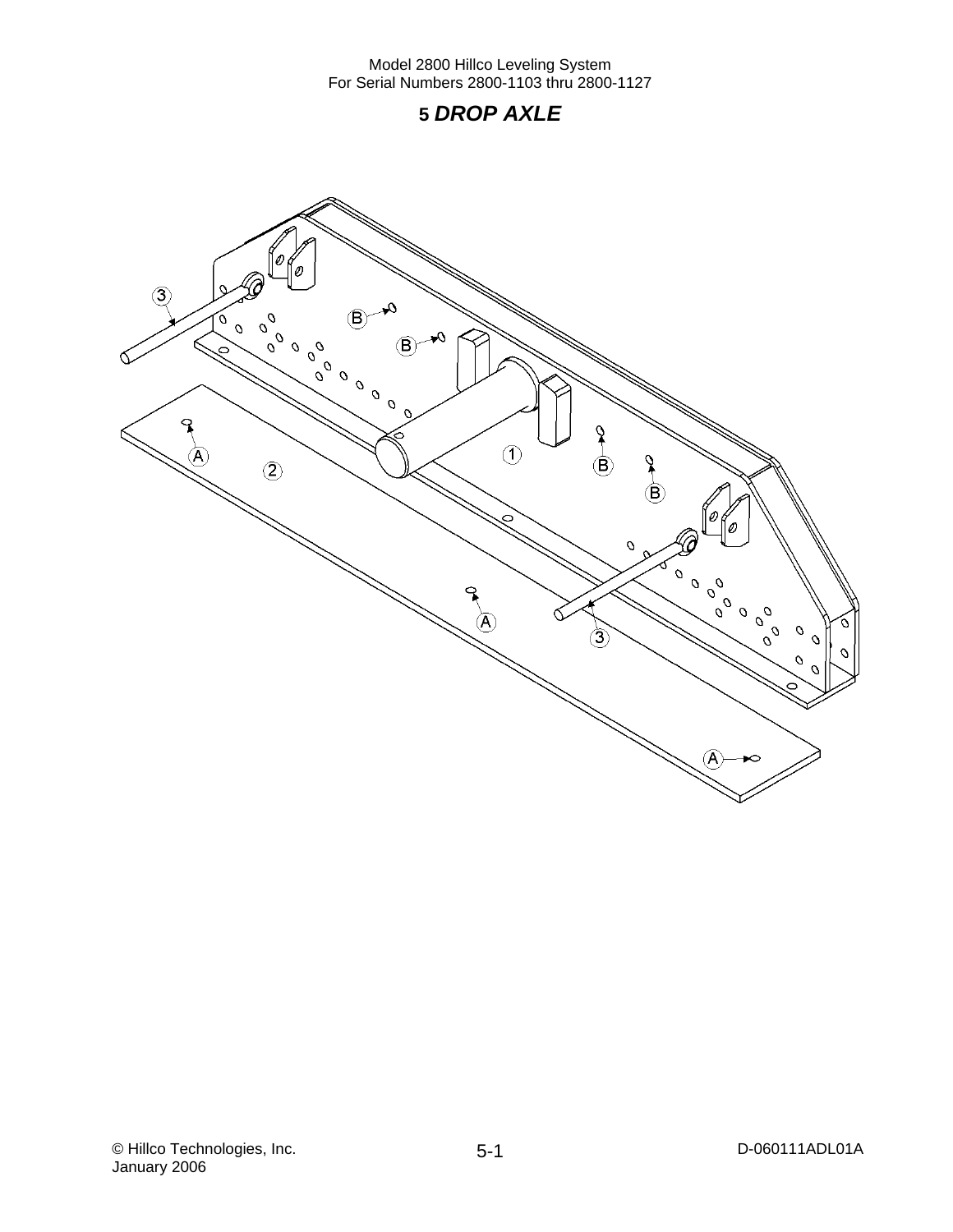# 5 *DROP AXLE*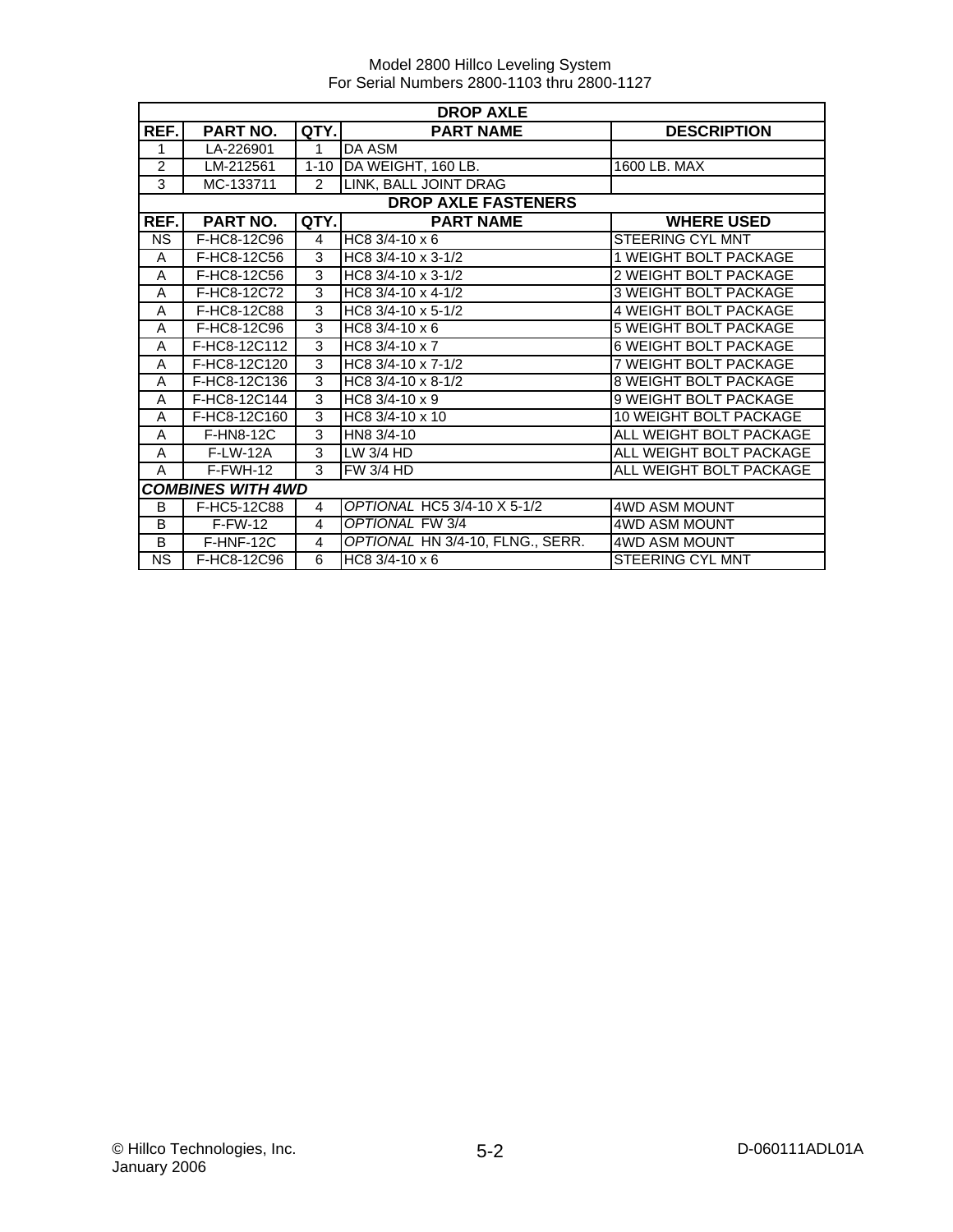Model 2800 Hillco Leveling System
For Serial Numbers 2800-1103 thru 2800-1127

| DROP AXLE | | | | |
|---|---|---|---|---|
| **REF.** | **PART NO.** | **QTY.** | **PART NAME** | **DESCRIPTION** |
| 1 | LA-226901 | 1 | DA ASM | |
| 2 | LM-212561 | 1-10 | DA WEIGHT, 160 LB. | 1600 LB. MAX |
| 3 | MC-133711 | 2 | LINK, BALL JOINT DRAG | |
| **DROP AXLE FASTENERS** | | | | |
| **REF.** | **PART NO.** | **QTY.** | **PART NAME** | **WHERE USED** |
| NS | F-HC8-12C96 | 4 | HC8 3/4-10 x 6 | STEERING CYL MNT |
| A | F-HC8-12C56 | 3 | HC8 3/4-10 x 3-1/2 | 1 WEIGHT BOLT PACKAGE |
| A | F-HC8-12C56 | 3 | HC8 3/4-10 x 3-1/2 | 2 WEIGHT BOLT PACKAGE |
| A | F-HC8-12C72 | 3 | HC8 3/4-10 x 4-1/2 | 3 WEIGHT BOLT PACKAGE |
| A | F-HC8-12C88 | 3 | HC8 3/4-10 x 5-1/2 | 4 WEIGHT BOLT PACKAGE |
| A | F-HC8-12C96 | 3 | HC8 3/4-10 x 6 | 5 WEIGHT BOLT PACKAGE |
| A | F-HC8-12C112 | 3 | HC8 3/4-10 x 7 | 6 WEIGHT BOLT PACKAGE |
| A | F-HC8-12C120 | 3 | HC8 3/4-10 x 7-1/2 | 7 WEIGHT BOLT PACKAGE |
| A | F-HC8-12C136 | 3 | HC8 3/4-10 x 8-1/2 | 8 WEIGHT BOLT PACKAGE |
| A | F-HC8-12C144 | 3 | HC8 3/4-10 x 9 | 9 WEIGHT BOLT PACKAGE |
| A | F-HC8-12C160 | 3 | HC8 3/4-10 x 10 | 10 WEIGHT BOLT PACKAGE |
| A | F-HN8-12C | 3 | HN8 3/4-10 | ALL WEIGHT BOLT PACKAGE |
| A | F-LW-12A | 3 | LW 3/4 HD | ALL WEIGHT BOLT PACKAGE |
| A | F-FWH-12 | 3 | FW 3/4 HD | ALL WEIGHT BOLT PACKAGE |
| ***COMBINES WITH 4WD*** | | | | |
| B | F-HC5-12C88 | 4 | *OPTIONAL* HC5 3/4-10 X 5-1/2 | 4WD ASM MOUNT |
| B | F-FW-12 | 4 | *OPTIONAL* FW 3/4 | 4WD ASM MOUNT |
| B | F-HNF-12C | 4 | *OPTIONAL* HN 3/4-10, FLNG., SERR. | 4WD ASM MOUNT |
| NS | F-HC8-12C96 | 6 | HC8 3/4-10 x 6 | STEERING CYL MNT |

© Hillco Technologies, Inc.
January 2006

D-060111ADL01A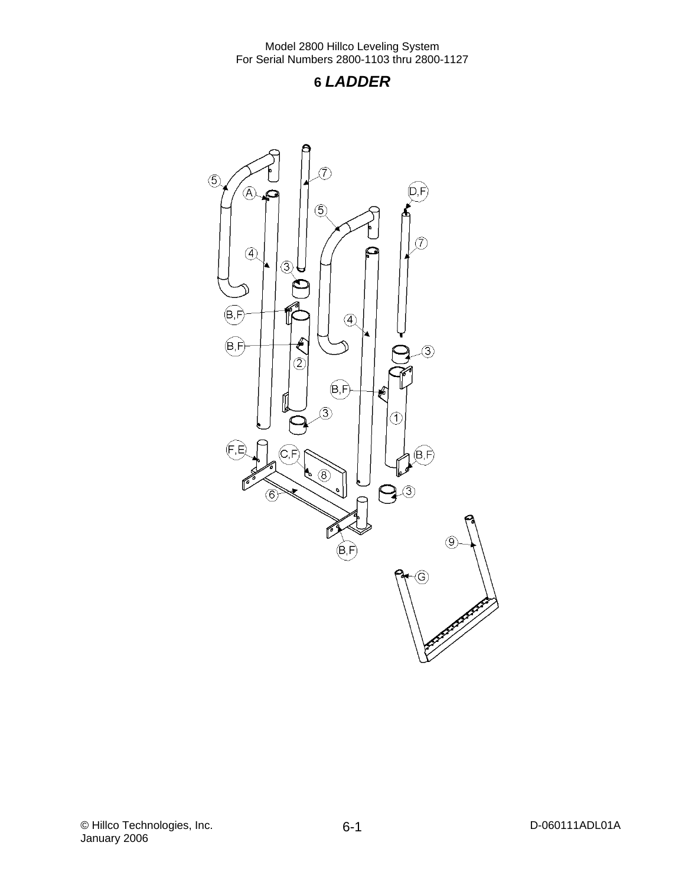# 6 *LADDER*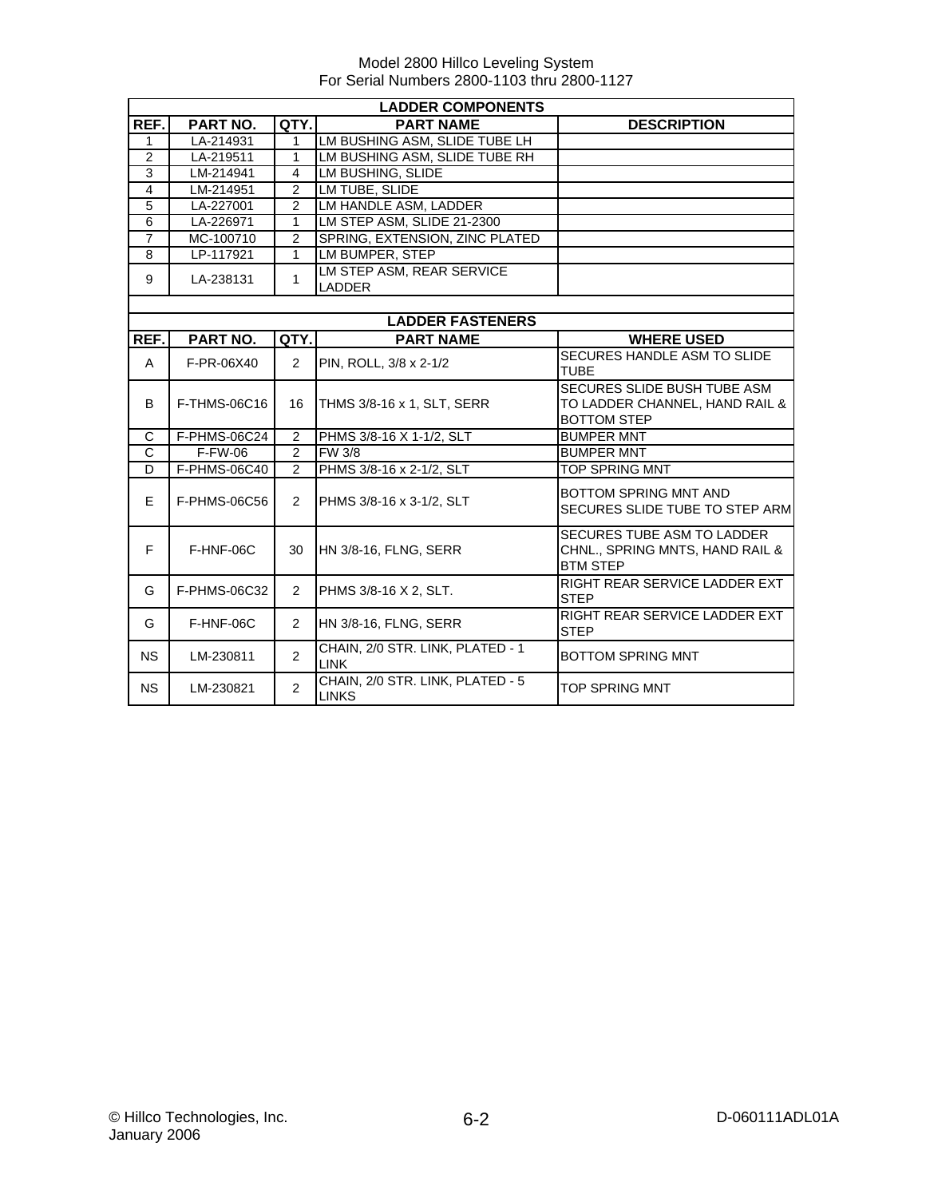Model 2800 Hillco Leveling System
For Serial Numbers 2800-1103 thru 2800-1127

| LADDER COMPONENTS | | | | |
|---|---|---|---|---|
| **REF.** | **PART NO.** | **QTY.** | **PART NAME** | **DESCRIPTION** |
| 1 | LA-214931 | 1 | LM BUSHING ASM, SLIDE TUBE LH | |
| 2 | LA-219511 | 1 | LM BUSHING ASM, SLIDE TUBE RH | |
| 3 | LM-214941 | 4 | LM BUSHING, SLIDE | |
| 4 | LM-214951 | 2 | LM TUBE, SLIDE | |
| 5 | LA-227001 | 2 | LM HANDLE ASM, LADDER | |
| 6 | LA-226971 | 1 | LM STEP ASM, SLIDE 21-2300 | |
| 7 | MC-100710 | 2 | SPRING, EXTENSION, ZINC PLATED | |
| 8 | LP-117921 | 1 | LM BUMPER, STEP | |
| 9 | LA-238131 | 1 | LM STEP ASM, REAR SERVICE LADDER | |

| LADDER FASTENERS | | | | |
|---|---|---|---|---|
| **REF.** | **PART NO.** | **QTY.** | **PART NAME** | **WHERE USED** |
| A | F-PR-06X40 | 2 | PIN, ROLL, 3/8 x 2-1/2 | SECURES HANDLE ASM TO SLIDE TUBE |
| B | F-THMS-06C16 | 16 | THMS 3/8-16 x 1, SLT, SERR | SECURES SLIDE BUSH TUBE ASM TO LADDER CHANNEL, HAND RAIL & BOTTOM STEP |
| C | F-PHMS-06C24 | 2 | PHMS 3/8-16 X 1-1/2, SLT | BUMPER MNT |
| C | F-FW-06 | 2 | FW 3/8 | BUMPER MNT |
| D | F-PHMS-06C40 | 2 | PHMS 3/8-16 x 2-1/2, SLT | TOP SPRING MNT |
| E | F-PHMS-06C56 | 2 | PHMS 3/8-16 x 3-1/2, SLT | BOTTOM SPRING MNT AND SECURES SLIDE TUBE TO STEP ARM |
| F | F-HNF-06C | 30 | HN 3/8-16, FLNG, SERR | SECURES TUBE ASM TO LADDER CHNL., SPRING MNTS, HAND RAIL & BTM STEP |
| G | F-PHMS-06C32 | 2 | PHMS 3/8-16 X 2, SLT. | RIGHT REAR SERVICE LADDER EXT STEP |
| G | F-HNF-06C | 2 | HN 3/8-16, FLNG, SERR | RIGHT REAR SERVICE LADDER EXT STEP |
| NS | LM-230811 | 2 | CHAIN, 2/0 STR. LINK, PLATED - 1 LINK | BOTTOM SPRING MNT |
| NS | LM-230821 | 2 | CHAIN, 2/0 STR. LINK, PLATED - 5 LINKS | TOP SPRING MNT |

© Hillco Technologies, Inc.
January 2006

D-060111ADL01A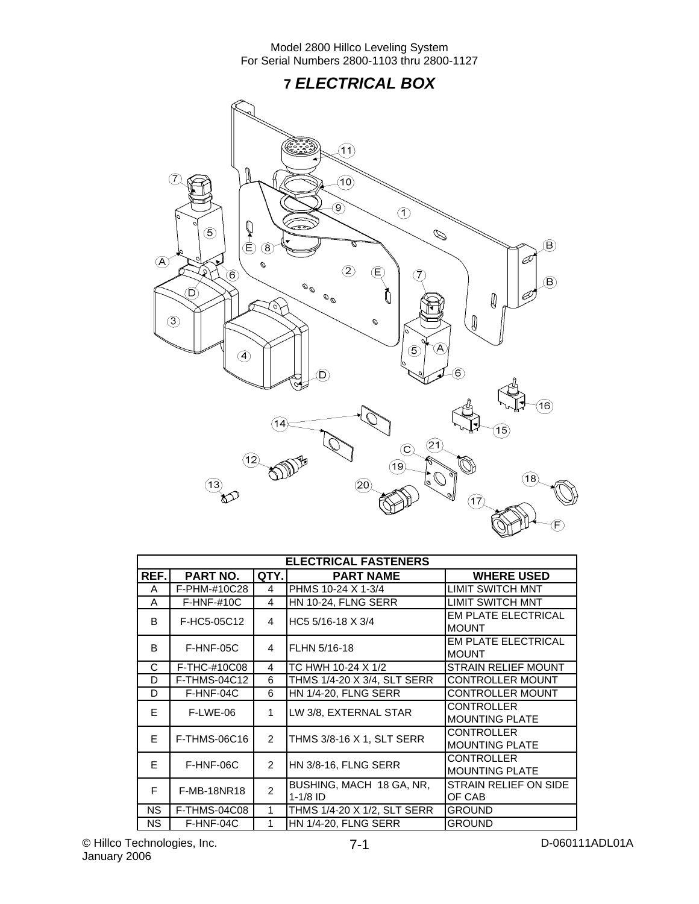# 7 ELECTRICAL BOX

| ELECTRICAL FASTENERS | | | | |
|---|---|---|---|---|
| REF. | PART NO. | QTY. | PART NAME | WHERE USED |
| A | F-PHM-#10C28 | 4 | PHMS 10-24 X 1-3/4 | LIMIT SWITCH MNT |
| A | F-HNF-#10C | 4 | HN 10-24, FLNG SERR | LIMIT SWITCH MNT |
| B | F-HC5-05C12 | 4 | HC5 5/16-18 X 3/4 | EM PLATE ELECTRICAL MOUNT |
| B | F-HNF-05C | 4 | FLHN 5/16-18 | EM PLATE ELECTRICAL MOUNT |
| C | F-THC-#10C08 | 4 | TC HWH 10-24 X 1/2 | STRAIN RELIEF MOUNT |
| D | F-THMS-04C12 | 6 | THMS 1/4-20 X 3/4, SLT SERR | CONTROLLER MOUNT |
| D | F-HNF-04C | 6 | HN 1/4-20, FLNG SERR | CONTROLLER MOUNT |
| E | F-LWE-06 | 1 | LW 3/8, EXTERNAL STAR | CONTROLLER MOUNTING PLATE |
| E | F-THMS-06C16 | 2 | THMS 3/8-16 X 1, SLT SERR | CONTROLLER MOUNTING PLATE |
| E | F-HNF-06C | 2 | HN 3/8-16, FLNG SERR | CONTROLLER MOUNTING PLATE |
| F | F-MB-18NR18 | 2 | BUSHING, MACH 18 GA, NR, 1-1/8 ID | STRAIN RELIEF ON SIDE OF CAB |
| NS | F-THMS-04C08 | 1 | THMS 1/4-20 X 1/2, SLT SERR | GROUND |
| NS | F-HNF-04C | 1 | HN 1/4-20, FLNG SERR | GROUND |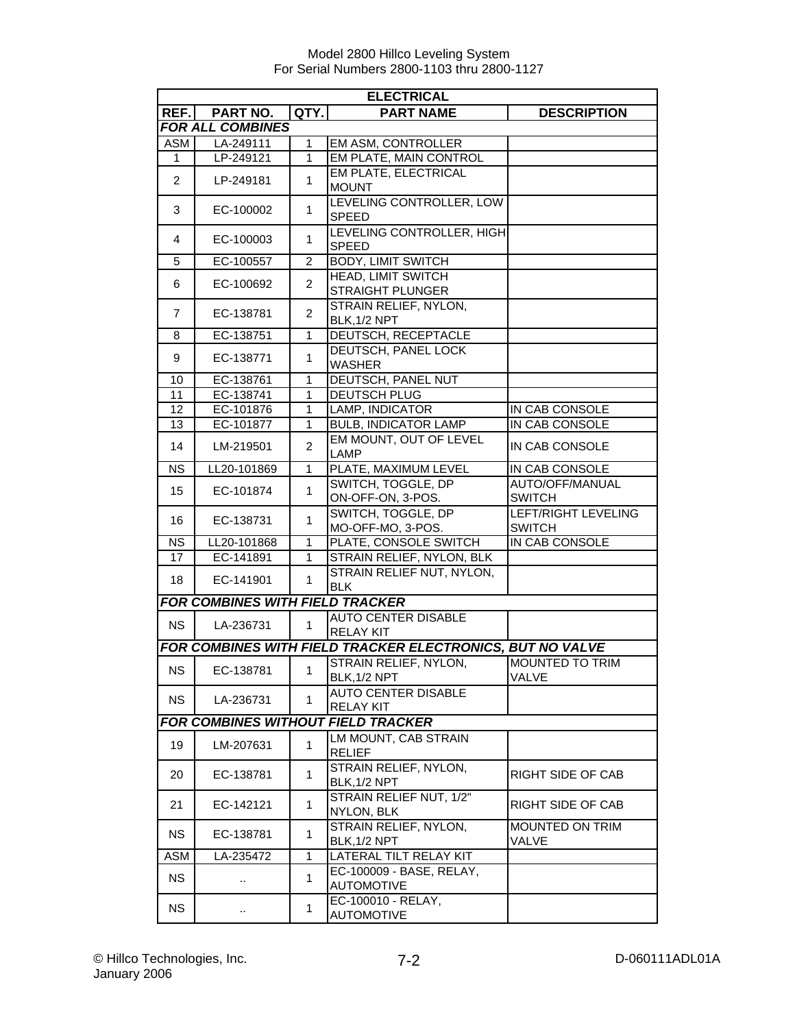Model 2800 Hillco Leveling System
For Serial Numbers 2800-1103 thru 2800-1127

| ELECTRICAL | | | | |
|---|---|---|---|---|
| **REF.** | **PART NO.** | **QTY.** | **PART NAME** | **DESCRIPTION** |
| ***FOR ALL COMBINES*** | | | | |
| ASM | LA-249111 | 1 | EM ASM, CONTROLLER | |
| 1 | LP-249121 | 1 | EM PLATE, MAIN CONTROL | |
| 2 | LP-249181 | 1 | EM PLATE, ELECTRICAL MOUNT | |
| 3 | EC-100002 | 1 | LEVELING CONTROLLER, LOW SPEED | |
| 4 | EC-100003 | 1 | LEVELING CONTROLLER, HIGH SPEED | |
| 5 | EC-100557 | 2 | BODY, LIMIT SWITCH | |
| 6 | EC-100692 | 2 | HEAD, LIMIT SWITCH STRAIGHT PLUNGER | |
| 7 | EC-138781 | 2 | STRAIN RELIEF, NYLON, BLK,1/2 NPT | |
| 8 | EC-138751 | 1 | DEUTSCH, RECEPTACLE | |
| 9 | EC-138771 | 1 | DEUTSCH, PANEL LOCK WASHER | |
| 10 | EC-138761 | 1 | DEUTSCH, PANEL NUT | |
| 11 | EC-138741 | 1 | DEUTSCH PLUG | |
| 12 | EC-101876 | 1 | LAMP, INDICATOR | IN CAB CONSOLE |
| 13 | EC-101877 | 1 | BULB, INDICATOR LAMP | IN CAB CONSOLE |
| 14 | LM-219501 | 2 | EM MOUNT, OUT OF LEVEL LAMP | IN CAB CONSOLE |
| NS | LL20-101869 | 1 | PLATE, MAXIMUM LEVEL | IN CAB CONSOLE |
| 15 | EC-101874 | 1 | SWITCH, TOGGLE, DP ON-OFF-ON, 3-POS. | AUTO/OFF/MANUAL SWITCH |
| 16 | EC-138731 | 1 | SWITCH, TOGGLE, DP MO-OFF-MO, 3-POS. | LEFT/RIGHT LEVELING SWITCH |
| NS | LL20-101868 | 1 | PLATE, CONSOLE SWITCH | IN CAB CONSOLE |
| 17 | EC-141891 | 1 | STRAIN RELIEF, NYLON, BLK | |
| 18 | EC-141901 | 1 | STRAIN RELIEF NUT, NYLON, BLK | |
| ***FOR COMBINES WITH FIELD TRACKER*** | | | | |
| NS | LA-236731 | 1 | AUTO CENTER DISABLE RELAY KIT | |
| ***FOR COMBINES WITH FIELD TRACKER ELECTRONICS, BUT NO VALVE*** | | | | |
| NS | EC-138781 | 1 | STRAIN RELIEF, NYLON, BLK,1/2 NPT | MOUNTED TO TRIM VALVE |
| NS | LA-236731 | 1 | AUTO CENTER DISABLE RELAY KIT | |
| ***FOR COMBINES WITHOUT FIELD TRACKER*** | | | | |
| 19 | LM-207631 | 1 | LM MOUNT, CAB STRAIN RELIEF | |
| 20 | EC-138781 | 1 | STRAIN RELIEF, NYLON, BLK,1/2 NPT | RIGHT SIDE OF CAB |
| 21 | EC-142121 | 1 | STRAIN RELIEF NUT, 1/2" NYLON, BLK | RIGHT SIDE OF CAB |
| NS | EC-138781 | 1 | STRAIN RELIEF, NYLON, BLK,1/2 NPT | MOUNTED ON TRIM VALVE |
| ASM | LA-235472 | 1 | LATERAL TILT RELAY KIT | |
| NS | .. | 1 | EC-100009 - BASE, RELAY, AUTOMOTIVE | |
| NS | .. | 1 | EC-100010 - RELAY, AUTOMOTIVE | |

© Hillco Technologies, Inc.
January 2006

D-060111ADL01A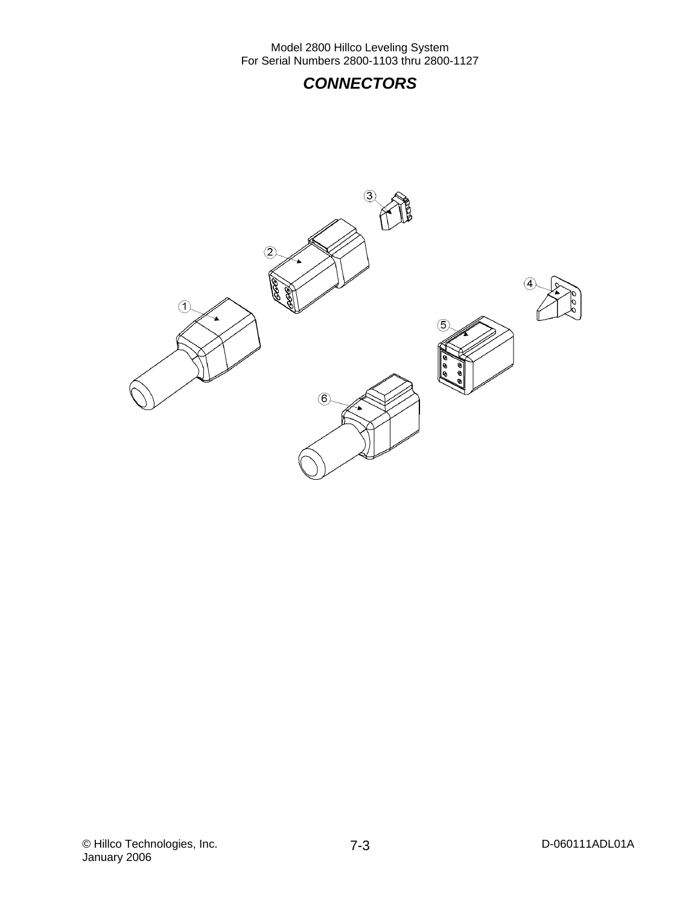## *CONNECTORS*

1

2

3

4

5

6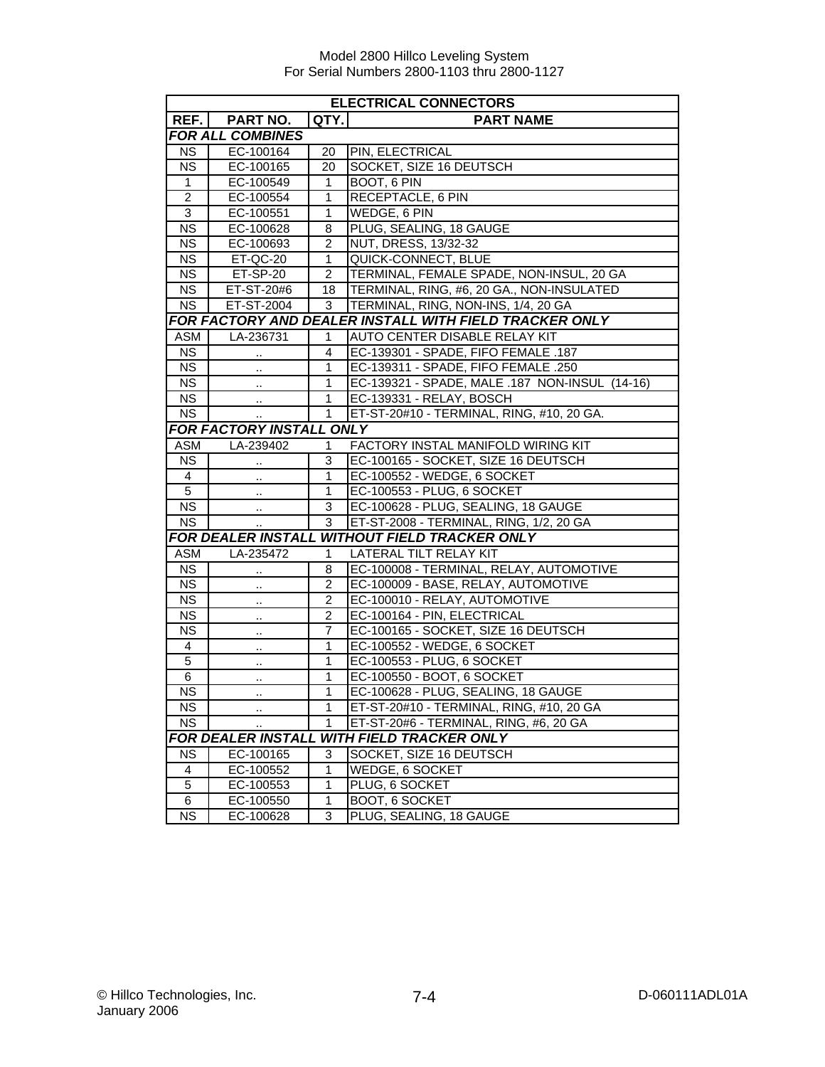| ELECTRICAL CONNECTORS | | | |
|---|---|---|---|
| **REF.** | **PART NO.** | **QTY.** | **PART NAME** |
| ***FOR ALL COMBINES*** | | | |
| NS | EC-100164 | 20 | PIN, ELECTRICAL |
| NS | EC-100165 | 20 | SOCKET, SIZE 16 DEUTSCH |
| 1 | EC-100549 | 1 | BOOT, 6 PIN |
| 2 | EC-100554 | 1 | RECEPTACLE, 6 PIN |
| 3 | EC-100551 | 1 | WEDGE, 6 PIN |
| NS | EC-100628 | 8 | PLUG, SEALING, 18 GAUGE |
| NS | EC-100693 | 2 | NUT, DRESS, 13/32-32 |
| NS | ET-QC-20 | 1 | QUICK-CONNECT, BLUE |
| NS | ET-SP-20 | 2 | TERMINAL, FEMALE SPADE, NON-INSUL, 20 GA |
| NS | ET-ST-20#6 | 18 | TERMINAL, RING, #6, 20 GA., NON-INSULATED |
| NS | ET-ST-2004 | 3 | TERMINAL, RING, NON-INS, 1/4, 20 GA |
| ***FOR FACTORY AND DEALER INSTALL WITH FIELD TRACKER ONLY*** | | | |
| ASM | LA-236731 | 1 | AUTO CENTER DISABLE RELAY KIT |
| NS | .. | 4 | EC-139301 - SPADE, FIFO FEMALE .187 |
| NS | .. | 1 | EC-139311 - SPADE, FIFO FEMALE .250 |
| NS | .. | 1 | EC-139321 - SPADE, MALE .187 NON-INSUL (14-16) |
| NS | .. | 1 | EC-139331 - RELAY, BOSCH |
| NS | .. | 1 | ET-ST-20#10 - TERMINAL, RING, #10, 20 GA. |
| ***FOR FACTORY INSTALL ONLY*** | | | |
| ASM | LA-239402 | 1 | FACTORY INSTAL MANIFOLD WIRING KIT |
| NS | .. | 3 | EC-100165 - SOCKET, SIZE 16 DEUTSCH |
| 4 | .. | 1 | EC-100552 - WEDGE, 6 SOCKET |
| 5 | .. | 1 | EC-100553 - PLUG, 6 SOCKET |
| NS | .. | 3 | EC-100628 - PLUG, SEALING, 18 GAUGE |
| NS | .. | 3 | ET-ST-2008 - TERMINAL, RING, 1/2, 20 GA |
| ***FOR DEALER INSTALL WITHOUT FIELD TRACKER ONLY*** | | | |
| ASM | LA-235472 | 1 | LATERAL TILT RELAY KIT |
| NS | .. | 8 | EC-100008 - TERMINAL, RELAY, AUTOMOTIVE |
| NS | .. | 2 | EC-100009 - BASE, RELAY, AUTOMOTIVE |
| NS | .. | 2 | EC-100010 - RELAY, AUTOMOTIVE |
| NS | .. | 2 | EC-100164 - PIN, ELECTRICAL |
| NS | .. | 7 | EC-100165 - SOCKET, SIZE 16 DEUTSCH |
| 4 | .. | 1 | EC-100552 - WEDGE, 6 SOCKET |
| 5 | .. | 1 | EC-100553 - PLUG, 6 SOCKET |
| 6 | .. | 1 | EC-100550 - BOOT, 6 SOCKET |
| NS | .. | 1 | EC-100628 - PLUG, SEALING, 18 GAUGE |
| NS | .. | 1 | ET-ST-20#10 - TERMINAL, RING, #10, 20 GA |
| NS | .. | 1 | ET-ST-20#6 - TERMINAL, RING, #6, 20 GA |
| ***FOR DEALER INSTALL WITH FIELD TRACKER ONLY*** | | | |
| NS | EC-100165 | 3 | SOCKET, SIZE 16 DEUTSCH |
| 4 | EC-100552 | 1 | WEDGE, 6 SOCKET |
| 5 | EC-100553 | 1 | PLUG, 6 SOCKET |
| 6 | EC-100550 | 1 | BOOT, 6 SOCKET |
| NS | EC-100628 | 3 | PLUG, SEALING, 18 GAUGE |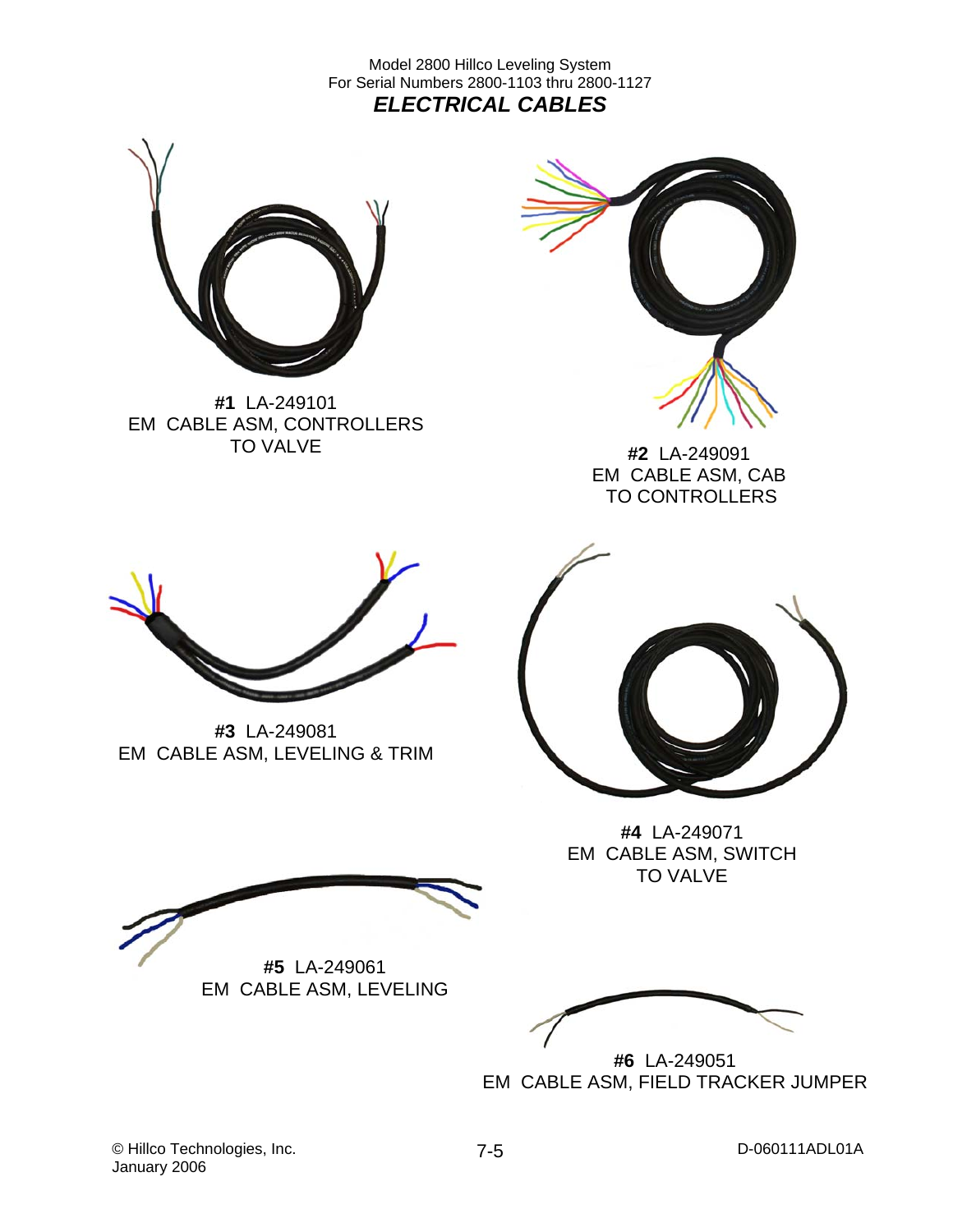Model 2800 Hillco Leveling System
For Serial Numbers 2800-1103 thru 2800-1127

## *ELECTRICAL CABLES*

**#1** LA-249101
EM CABLE ASM, CONTROLLERS TO VALVE

**#2** LA-249091
EM CABLE ASM, CAB TO CONTROLLERS

**#3** LA-249081
EM CABLE ASM, LEVELING & TRIM

**#4** LA-249071
EM CABLE ASM, SWITCH TO VALVE

**#5** LA-249061
EM CABLE ASM, LEVELING

**#6** LA-249051
EM CABLE ASM, FIELD TRACKER JUMPER

© Hillco Technologies, Inc.
January 2006

D-060111ADL01A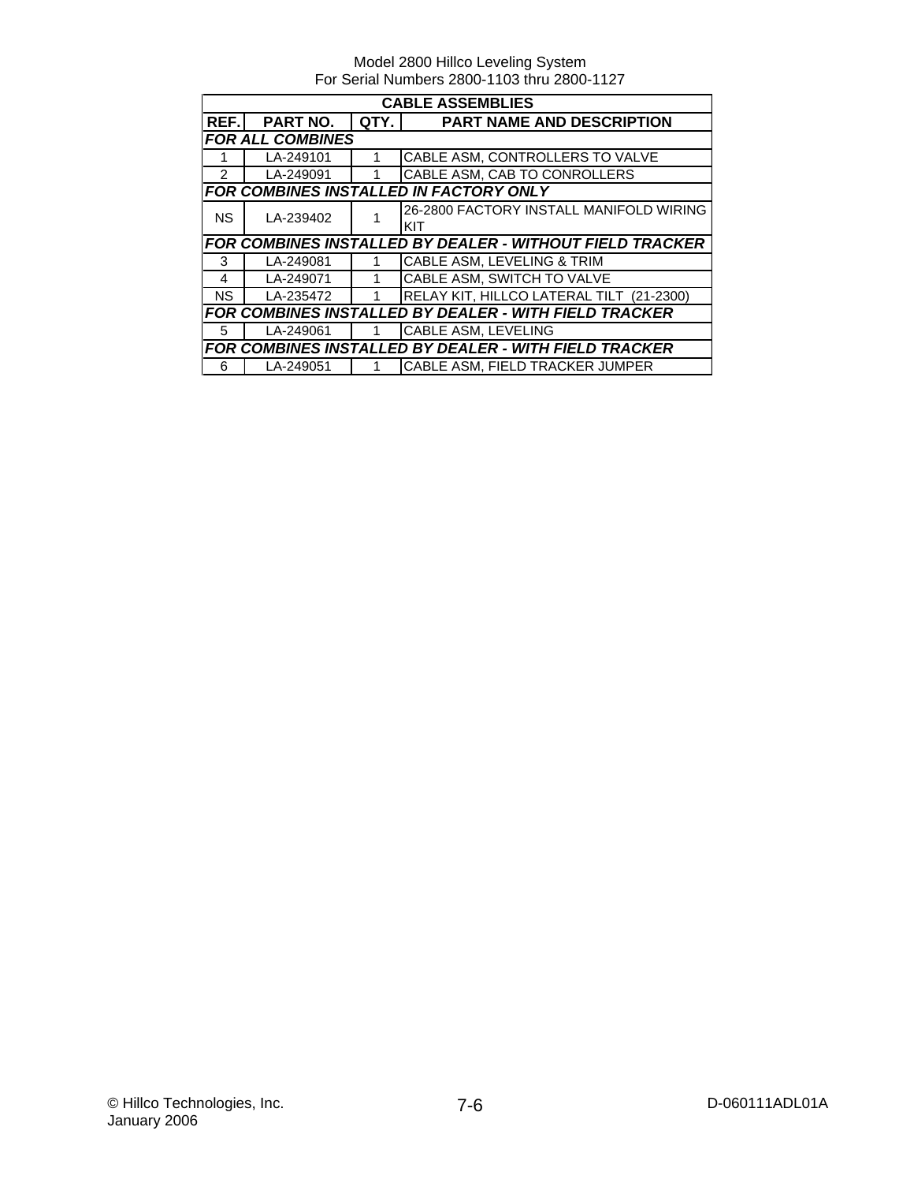Model 2800 Hillco Leveling System
For Serial Numbers 2800-1103 thru 2800-1127

| CABLE ASSEMBLIES | | | |
|---|---|---|---|
| **REF.** | **PART NO.** | **QTY.** | **PART NAME AND DESCRIPTION** |
| ***FOR ALL COMBINES*** | | | |
| 1 | LA-249101 | 1 | CABLE ASM, CONTROLLERS TO VALVE |
| 2 | LA-249091 | 1 | CABLE ASM, CAB TO CONROLLERS |
| ***FOR COMBINES INSTALLED IN FACTORY ONLY*** | | | |
| NS | LA-239402 | 1 | 26-2800 FACTORY INSTALL MANIFOLD WIRING KIT |
| ***FOR COMBINES INSTALLED BY DEALER - WITHOUT FIELD TRACKER*** | | | |
| 3 | LA-249081 | 1 | CABLE ASM, LEVELING & TRIM |
| 4 | LA-249071 | 1 | CABLE ASM, SWITCH TO VALVE |
| NS | LA-235472 | 1 | RELAY KIT, HILLCO LATERAL TILT (21-2300) |
| ***FOR COMBINES INSTALLED BY DEALER - WITH FIELD TRACKER*** | | | |
| 5 | LA-249061 | 1 | CABLE ASM, LEVELING |
| ***FOR COMBINES INSTALLED BY DEALER - WITH FIELD TRACKER*** | | | |
| 6 | LA-249051 | 1 | CABLE ASM, FIELD TRACKER JUMPER |

© Hillco Technologies, Inc.
January 2006

D-060111ADL01A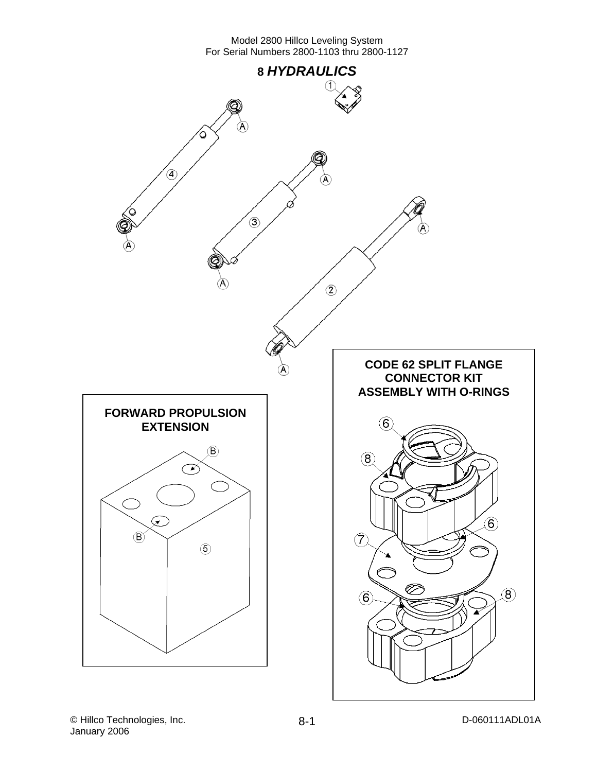# 8 *HYDRAULICS*

**CODE 62 SPLIT FLANGE CONNECTOR KIT ASSEMBLY WITH O-RINGS**

**FORWARD PROPULSION EXTENSION**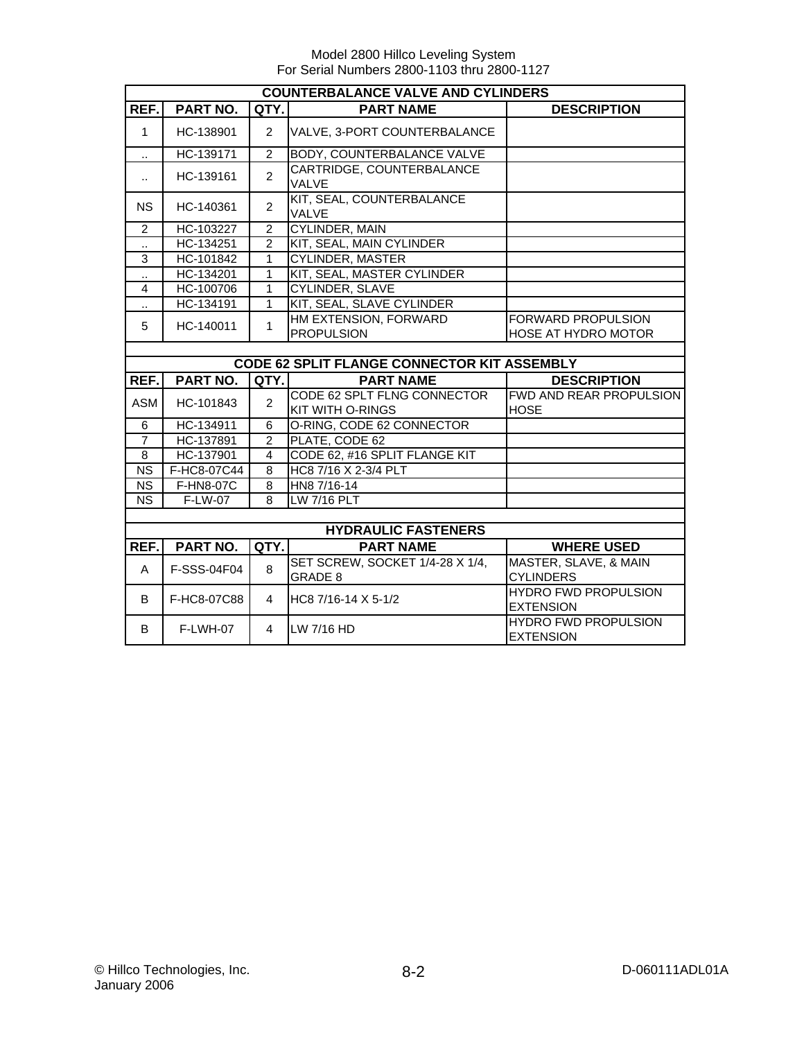Model 2800 Hillco Leveling System
For Serial Numbers 2800-1103 thru 2800-1127

| COUNTERBALANCE VALVE AND CYLINDERS | | | | |
|---|---|---|---|---|
| REF. | PART NO. | QTY. | PART NAME | DESCRIPTION |
| 1 | HC-138901 | 2 | VALVE, 3-PORT COUNTERBALANCE | |
| .. | HC-139171 | 2 | BODY, COUNTERBALANCE VALVE | |
| .. | HC-139161 | 2 | CARTRIDGE, COUNTERBALANCE VALVE | |
| NS | HC-140361 | 2 | KIT, SEAL, COUNTERBALANCE VALVE | |
| 2 | HC-103227 | 2 | CYLINDER, MAIN | |
| .. | HC-134251 | 2 | KIT, SEAL, MAIN CYLINDER | |
| 3 | HC-101842 | 1 | CYLINDER, MASTER | |
| .. | HC-134201 | 1 | KIT, SEAL, MASTER CYLINDER | |
| 4 | HC-100706 | 1 | CYLINDER, SLAVE | |
| .. | HC-134191 | 1 | KIT, SEAL, SLAVE CYLINDER | |
| 5 | HC-140011 | 1 | HM EXTENSION, FORWARD PROPULSION | FORWARD PROPULSION HOSE AT HYDRO MOTOR |

| CODE 62 SPLIT FLANGE CONNECTOR KIT ASSEMBLY | | | | |
|---|---|---|---|---|
| REF. | PART NO. | QTY. | PART NAME | DESCRIPTION |
| ASM | HC-101843 | 2 | CODE 62 SPLT FLNG CONNECTOR KIT WITH O-RINGS | FWD AND REAR PROPULSION HOSE |
| 6 | HC-134911 | 6 | O-RING, CODE 62 CONNECTOR | |
| 7 | HC-137891 | 2 | PLATE, CODE 62 | |
| 8 | HC-137901 | 4 | CODE 62, #16 SPLIT FLANGE KIT | |
| NS | F-HC8-07C44 | 8 | HC8 7/16 X 2-3/4 PLT | |
| NS | F-HN8-07C | 8 | HN8 7/16-14 | |
| NS | F-LW-07 | 8 | LW 7/16 PLT | |

| HYDRAULIC FASTENERS | | | | |
|---|---|---|---|---|
| REF. | PART NO. | QTY. | PART NAME | WHERE USED |
| A | F-SSS-04F04 | 8 | SET SCREW, SOCKET 1/4-28 X 1/4, GRADE 8 | MASTER, SLAVE, & MAIN CYLINDERS |
| B | F-HC8-07C88 | 4 | HC8 7/16-14 X 5-1/2 | HYDRO FWD PROPULSION EXTENSION |
| B | F-LWH-07 | 4 | LW 7/16 HD | HYDRO FWD PROPULSION EXTENSION |

© Hillco Technologies, Inc.
January 2006

D-060111ADL01A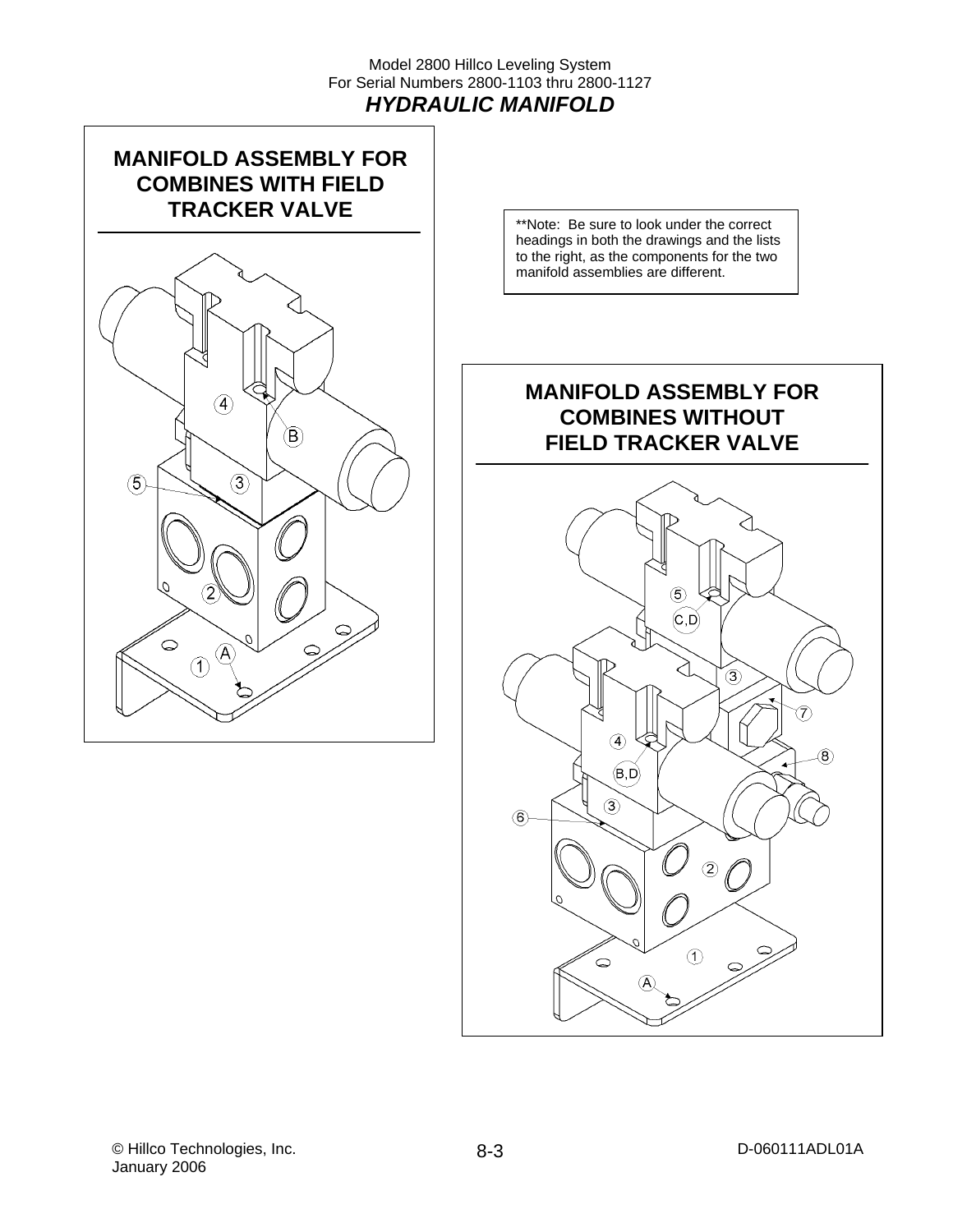# HYDRAULIC MANIFOLD

## MANIFOLD ASSEMBLY FOR COMBINES WITH FIELD TRACKER VALVE

**Note: Be sure to look under the correct headings in both the drawings and the lists to the right, as the components for the two manifold assemblies are different.

## MANIFOLD ASSEMBLY FOR COMBINES WITHOUT FIELD TRACKER VALVE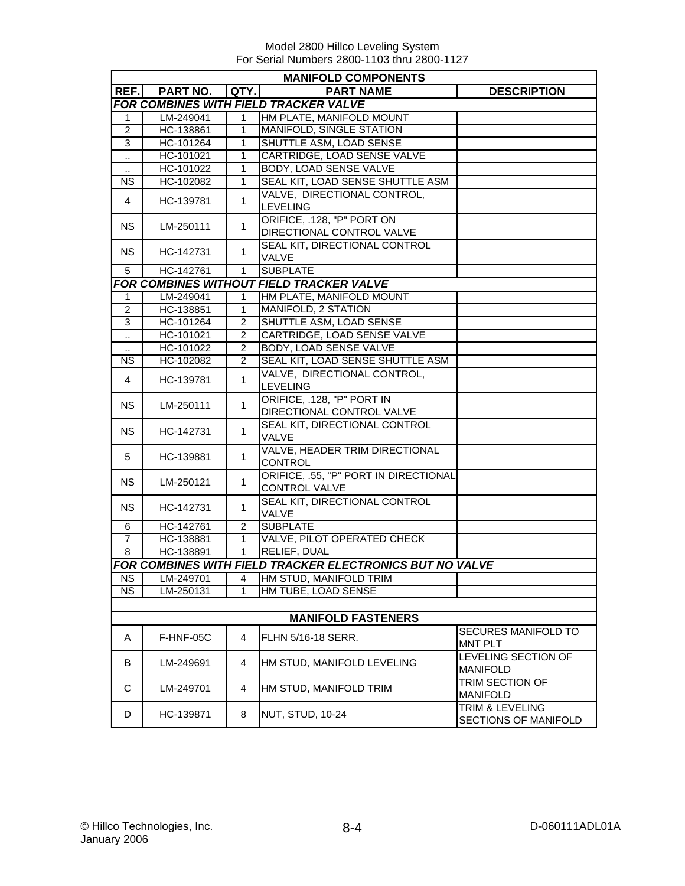Model 2800 Hillco Leveling System
For Serial Numbers 2800-1103 thru 2800-1127

| MANIFOLD COMPONENTS | | | | |
|---|---|---|---|---|
| **REF.** | **PART NO.** | **QTY.** | **PART NAME** | **DESCRIPTION** |
| ***FOR COMBINES WITH FIELD TRACKER VALVE*** | | | | |
| 1 | LM-249041 | 1 | HM PLATE, MANIFOLD MOUNT | |
| 2 | HC-138861 | 1 | MANIFOLD, SINGLE STATION | |
| 3 | HC-101264 | 1 | SHUTTLE ASM, LOAD SENSE | |
| .. | HC-101021 | 1 | CARTRIDGE, LOAD SENSE VALVE | |
| .. | HC-101022 | 1 | BODY, LOAD SENSE VALVE | |
| NS | HC-102082 | 1 | SEAL KIT, LOAD SENSE SHUTTLE ASM | |
| 4 | HC-139781 | 1 | VALVE, DIRECTIONAL CONTROL, LEVELING | |
| NS | LM-250111 | 1 | ORIFICE, .128, "P" PORT ON DIRECTIONAL CONTROL VALVE | |
| NS | HC-142731 | 1 | SEAL KIT, DIRECTIONAL CONTROL VALVE | |
| 5 | HC-142761 | 1 | SUBPLATE | |
| ***FOR COMBINES WITHOUT FIELD TRACKER VALVE*** | | | | |
| 1 | LM-249041 | 1 | HM PLATE, MANIFOLD MOUNT | |
| 2 | HC-138851 | 1 | MANIFOLD, 2 STATION | |
| 3 | HC-101264 | 2 | SHUTTLE ASM, LOAD SENSE | |
| .. | HC-101021 | 2 | CARTRIDGE, LOAD SENSE VALVE | |
| .. | HC-101022 | 2 | BODY, LOAD SENSE VALVE | |
| NS | HC-102082 | 2 | SEAL KIT, LOAD SENSE SHUTTLE ASM | |
| 4 | HC-139781 | 1 | VALVE, DIRECTIONAL CONTROL, LEVELING | |
| NS | LM-250111 | 1 | ORIFICE, .128, "P" PORT IN DIRECTIONAL CONTROL VALVE | |
| NS | HC-142731 | 1 | SEAL KIT, DIRECTIONAL CONTROL VALVE | |
| 5 | HC-139881 | 1 | VALVE, HEADER TRIM DIRECTIONAL CONTROL | |
| NS | LM-250121 | 1 | ORIFICE, .55, "P" PORT IN DIRECTIONAL CONTROL VALVE | |
| NS | HC-142731 | 1 | SEAL KIT, DIRECTIONAL CONTROL VALVE | |
| 6 | HC-142761 | 2 | SUBPLATE | |
| 7 | HC-138881 | 1 | VALVE, PILOT OPERATED CHECK | |
| 8 | HC-138891 | 1 | RELIEF, DUAL | |
| ***FOR COMBINES WITH FIELD TRACKER ELECTRONICS BUT NO VALVE*** | | | | |
| NS | LM-249701 | 4 | HM STUD, MANIFOLD TRIM | |
| NS | LM-250131 | 1 | HM TUBE, LOAD SENSE | |

| MANIFOLD FASTENERS | | | | |
|---|---|---|---|---|
| A | F-HNF-05C | 4 | FLHN 5/16-18 SERR. | SECURES MANIFOLD TO MNT PLT |
| B | LM-249691 | 4 | HM STUD, MANIFOLD LEVELING | LEVELING SECTION OF MANIFOLD |
| C | LM-249701 | 4 | HM STUD, MANIFOLD TRIM | TRIM SECTION OF MANIFOLD |
| D | HC-139871 | 8 | NUT, STUD, 10-24 | TRIM & LEVELING SECTIONS OF MANIFOLD |

© Hillco Technologies, Inc.
January 2006

D-060111ADL01A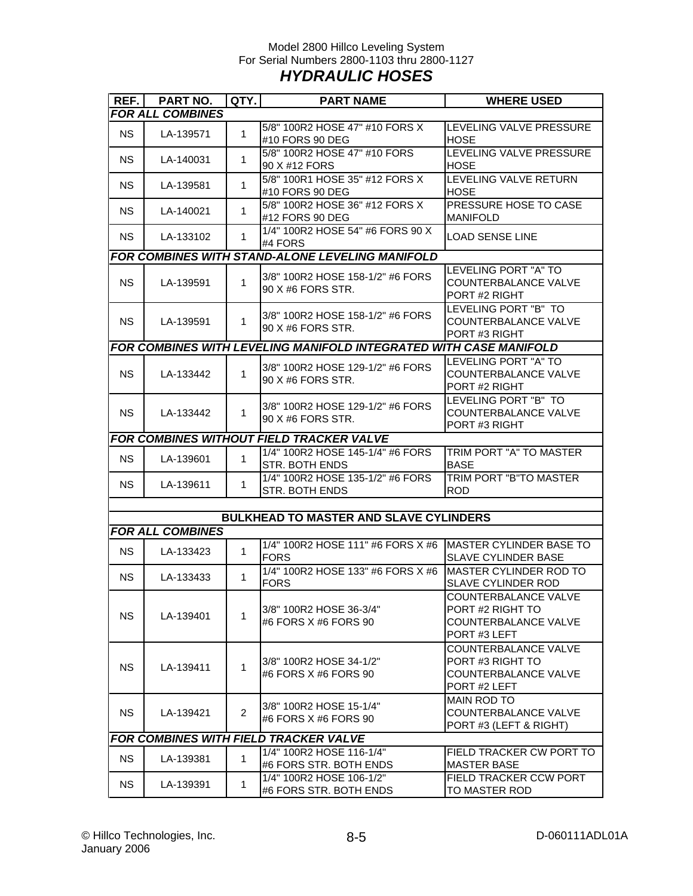Model 2800 Hillco Leveling System
For Serial Numbers 2800-1103 thru 2800-1127

# *HYDRAULIC HOSES*

| REF. | PART NO. | QTY. | PART NAME | WHERE USED |
|---|---|---|---|---|
| ***FOR ALL COMBINES*** | | | | |
| NS | LA-139571 | 1 | 5/8" 100R2 HOSE 47" #10 FORS X #10 FORS 90 DEG | LEVELING VALVE PRESSURE HOSE |
| NS | LA-140031 | 1 | 5/8" 100R2 HOSE 47" #10 FORS 90 X #12 FORS | LEVELING VALVE PRESSURE HOSE |
| NS | LA-139581 | 1 | 5/8" 100R1 HOSE 35" #12 FORS X #10 FORS 90 DEG | LEVELING VALVE RETURN HOSE |
| NS | LA-140021 | 1 | 5/8" 100R2 HOSE 36" #12 FORS X #12 FORS 90 DEG | PRESSURE HOSE TO CASE MANIFOLD |
| NS | LA-133102 | 1 | 1/4" 100R2 HOSE 54" #6 FORS 90 X #4 FORS | LOAD SENSE LINE |
| ***FOR COMBINES WITH STAND-ALONE LEVELING MANIFOLD*** | | | | |
| NS | LA-139591 | 1 | 3/8" 100R2 HOSE 158-1/2" #6 FORS 90 X #6 FORS STR. | LEVELING PORT "A" TO COUNTERBALANCE VALVE PORT #2 RIGHT |
| NS | LA-139591 | 1 | 3/8" 100R2 HOSE 158-1/2" #6 FORS 90 X #6 FORS STR. | LEVELING PORT "B" TO COUNTERBALANCE VALVE PORT #3 RIGHT |
| ***FOR COMBINES WITH LEVELING MANIFOLD INTEGRATED WITH CASE MANIFOLD*** | | | | |
| NS | LA-133442 | 1 | 3/8" 100R2 HOSE 129-1/2" #6 FORS 90 X #6 FORS STR. | LEVELING PORT "A" TO COUNTERBALANCE VALVE PORT #2 RIGHT |
| NS | LA-133442 | 1 | 3/8" 100R2 HOSE 129-1/2" #6 FORS 90 X #6 FORS STR. | LEVELING PORT "B" TO COUNTERBALANCE VALVE PORT #3 RIGHT |
| ***FOR COMBINES WITHOUT FIELD TRACKER VALVE*** | | | | |
| NS | LA-139601 | 1 | 1/4" 100R2 HOSE 145-1/4" #6 FORS STR. BOTH ENDS | TRIM PORT "A" TO MASTER BASE |
| NS | LA-139611 | 1 | 1/4" 100R2 HOSE 135-1/2" #6 FORS STR. BOTH ENDS | TRIM PORT "B"TO MASTER ROD |
| | | | | |
| **BULKHEAD TO MASTER AND SLAVE CYLINDERS** | | | | |
| ***FOR ALL COMBINES*** | | | | |
| NS | LA-133423 | 1 | 1/4" 100R2 HOSE 111" #6 FORS X #6 FORS | MASTER CYLINDER BASE TO SLAVE CYLINDER BASE |
| NS | LA-133433 | 1 | 1/4" 100R2 HOSE 133" #6 FORS X #6 FORS | MASTER CYLINDER ROD TO SLAVE CYLINDER ROD |
| NS | LA-139401 | 1 | 3/8" 100R2 HOSE 36-3/4" #6 FORS X #6 FORS 90 | COUNTERBALANCE VALVE PORT #2 RIGHT TO COUNTERBALANCE VALVE PORT #3 LEFT |
| NS | LA-139411 | 1 | 3/8" 100R2 HOSE 34-1/2" #6 FORS X #6 FORS 90 | COUNTERBALANCE VALVE PORT #3 RIGHT TO COUNTERBALANCE VALVE PORT #2 LEFT |
| NS | LA-139421 | 2 | 3/8" 100R2 HOSE 15-1/4" #6 FORS X #6 FORS 90 | MAIN ROD TO COUNTERBALANCE VALVE PORT #3 (LEFT & RIGHT) |
| ***FOR COMBINES WITH FIELD TRACKER VALVE*** | | | | |
| NS | LA-139381 | 1 | 1/4" 100R2 HOSE 116-1/4" #6 FORS STR. BOTH ENDS | FIELD TRACKER CW PORT TO MASTER BASE |
| NS | LA-139391 | 1 | 1/4" 100R2 HOSE 106-1/2" #6 FORS STR. BOTH ENDS | FIELD TRACKER CCW PORT TO MASTER ROD |

© Hillco Technologies, Inc.
January 2006

D-060111ADL01A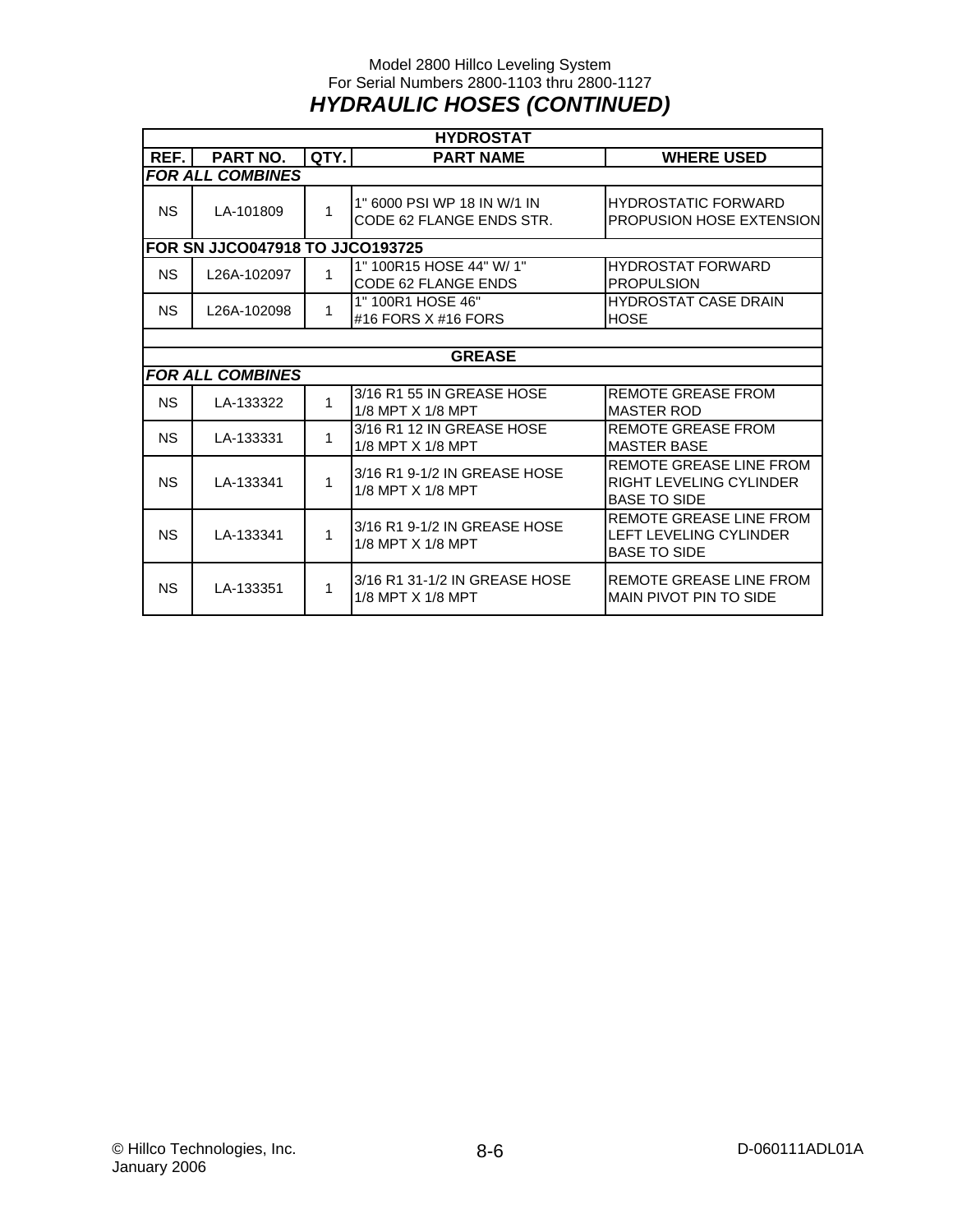Model 2800 Hillco Leveling System
For Serial Numbers 2800-1103 thru 2800-1127

# *HYDRAULIC HOSES (CONTINUED)*

| HYDROSTAT | | | | |
|---|---|---|---|---|
| **REF.** | **PART NO.** | **QTY.** | **PART NAME** | **WHERE USED** |
| ***FOR ALL COMBINES*** | | | | |
| NS | LA-101809 | 1 | 1" 6000 PSI WP 18 IN W/1 IN CODE 62 FLANGE ENDS STR. | HYDROSTATIC FORWARD PROPUSION HOSE EXTENSION |
| **FOR SN JJCO047918 TO JJCO193725** | | | | |
| NS | L26A-102097 | 1 | 1" 100R15 HOSE 44" W/ 1" CODE 62 FLANGE ENDS | HYDROSTAT FORWARD PROPULSION |
| NS | L26A-102098 | 1 | 1" 100R1 HOSE 46" #16 FORS X #16 FORS | HYDROSTAT CASE DRAIN HOSE |
| | | | | |
| **GREASE** | | | | |
| ***FOR ALL COMBINES*** | | | | |
| NS | LA-133322 | 1 | 3/16 R1 55 IN GREASE HOSE 1/8 MPT X 1/8 MPT | REMOTE GREASE FROM MASTER ROD |
| NS | LA-133331 | 1 | 3/16 R1 12 IN GREASE HOSE 1/8 MPT X 1/8 MPT | REMOTE GREASE FROM MASTER BASE |
| NS | LA-133341 | 1 | 3/16 R1 9-1/2 IN GREASE HOSE 1/8 MPT X 1/8 MPT | REMOTE GREASE LINE FROM RIGHT LEVELING CYLINDER BASE TO SIDE |
| NS | LA-133341 | 1 | 3/16 R1 9-1/2 IN GREASE HOSE 1/8 MPT X 1/8 MPT | REMOTE GREASE LINE FROM LEFT LEVELING CYLINDER BASE TO SIDE |
| NS | LA-133351 | 1 | 3/16 R1 31-1/2 IN GREASE HOSE 1/8 MPT X 1/8 MPT | REMOTE GREASE LINE FROM MAIN PIVOT PIN TO SIDE |

© Hillco Technologies, Inc.
January 2006

D-060111ADL01A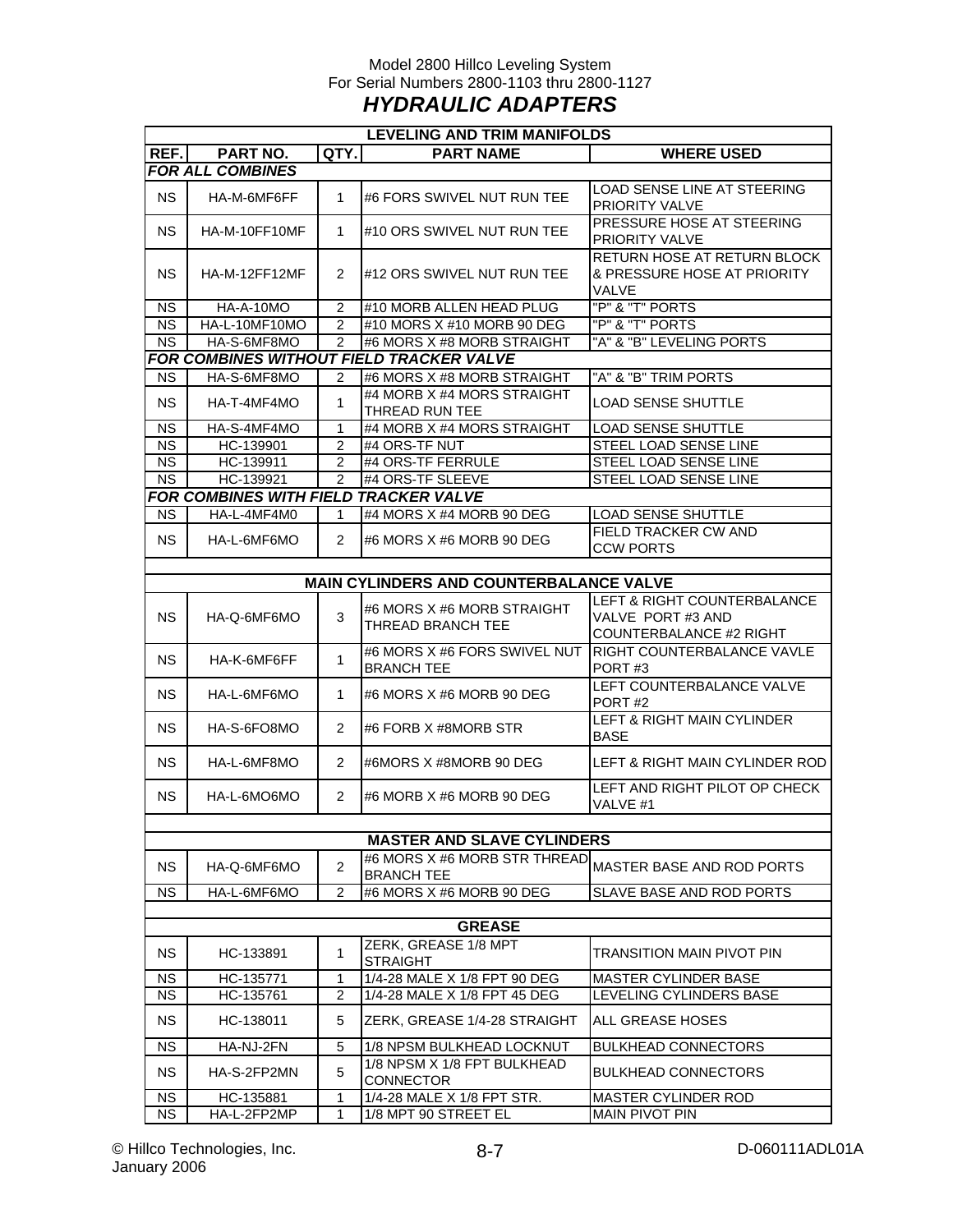Model 2800 Hillco Leveling System
For Serial Numbers 2800-1103 thru 2800-1127

# *HYDRAULIC ADAPTERS*

| LEVELING AND TRIM MANIFOLDS | | | | |
|---|---|---|---|---|
| **REF.** | **PART NO.** | **QTY.** | **PART NAME** | **WHERE USED** |
| ***FOR ALL COMBINES*** | | | | |
| NS | HA-M-6MF6FF | 1 | #6 FORS SWIVEL NUT RUN TEE | LOAD SENSE LINE AT STEERING PRIORITY VALVE |
| NS | HA-M-10FF10MF | 1 | #10 ORS SWIVEL NUT RUN TEE | PRESSURE HOSE AT STEERING PRIORITY VALVE |
| NS | HA-M-12FF12MF | 2 | #12 ORS SWIVEL NUT RUN TEE | RETURN HOSE AT RETURN BLOCK & PRESSURE HOSE AT PRIORITY VALVE |
| NS | HA-A-10MO | 2 | #10 MORB ALLEN HEAD PLUG | "P" & "T" PORTS |
| NS | HA-L-10MF10MO | 2 | #10 MORS X #10 MORB 90 DEG | "P" & "T" PORTS |
| NS | HA-S-6MF8MO | 2 | #6 MORS X #8 MORB STRAIGHT | "A" & "B" LEVELING PORTS |
| ***FOR COMBINES WITHOUT FIELD TRACKER VALVE*** | | | | |
| NS | HA-S-6MF8MO | 2 | #6 MORS X #8 MORB STRAIGHT | "A" & "B" TRIM PORTS |
| NS | HA-T-4MF4MO | 1 | #4 MORB X #4 MORS STRAIGHT THREAD RUN TEE | LOAD SENSE SHUTTLE |
| NS | HA-S-4MF4MO | 1 | #4 MORB X #4 MORS STRAIGHT | LOAD SENSE SHUTTLE |
| NS | HC-139901 | 2 | #4 ORS-TF NUT | STEEL LOAD SENSE LINE |
| NS | HC-139911 | 2 | #4 ORS-TF FERRULE | STEEL LOAD SENSE LINE |
| NS | HC-139921 | 2 | #4 ORS-TF SLEEVE | STEEL LOAD SENSE LINE |
| ***FOR COMBINES WITH FIELD TRACKER VALVE*** | | | | |
| NS | HA-L-4MF4M0 | 1 | #4 MORS X #4 MORB 90 DEG | LOAD SENSE SHUTTLE |
| NS | HA-L-6MF6MO | 2 | #6 MORS X #6 MORB 90 DEG | FIELD TRACKER CW AND CCW PORTS |
| | | | | |
| **MAIN CYLINDERS AND COUNTERBALANCE VALVE** | | | | |
| NS | HA-Q-6MF6MO | 3 | #6 MORS X #6 MORB STRAIGHT THREAD BRANCH TEE | LEFT & RIGHT COUNTERBALANCE VALVE PORT #3 AND COUNTERBALANCE #2 RIGHT |
| NS | HA-K-6MF6FF | 1 | #6 MORS X #6 FORS SWIVEL NUT BRANCH TEE | RIGHT COUNTERBALANCE VAVLE PORT #3 |
| NS | HA-L-6MF6MO | 1 | #6 MORS X #6 MORB 90 DEG | LEFT COUNTERBALANCE VALVE PORT #2 |
| NS | HA-S-6FO8MO | 2 | #6 FORB X #8MORB STR | LEFT & RIGHT MAIN CYLINDER BASE |
| NS | HA-L-6MF8MO | 2 | #6MORS X #8MORB 90 DEG | LEFT & RIGHT MAIN CYLINDER ROD |
| NS | HA-L-6MO6MO | 2 | #6 MORB X #6 MORB 90 DEG | LEFT AND RIGHT PILOT OP CHECK VALVE #1 |
| | | | | |
| **MASTER AND SLAVE CYLINDERS** | | | | |
| NS | HA-Q-6MF6MO | 2 | #6 MORS X #6 MORB STR THREAD BRANCH TEE | MASTER BASE AND ROD PORTS |
| NS | HA-L-6MF6MO | 2 | #6 MORS X #6 MORB 90 DEG | SLAVE BASE AND ROD PORTS |
| | | | | |
| **GREASE** | | | | |
| NS | HC-133891 | 1 | ZERK, GREASE 1/8 MPT STRAIGHT | TRANSITION MAIN PIVOT PIN |
| NS | HC-135771 | 1 | 1/4-28 MALE X 1/8 FPT 90 DEG | MASTER CYLINDER BASE |
| NS | HC-135761 | 2 | 1/4-28 MALE X 1/8 FPT 45 DEG | LEVELING CYLINDERS BASE |
| NS | HC-138011 | 5 | ZERK, GREASE 1/4-28 STRAIGHT | ALL GREASE HOSES |
| NS | HA-NJ-2FN | 5 | 1/8 NPSM BULKHEAD LOCKNUT | BULKHEAD CONNECTORS |
| NS | HA-S-2FP2MN | 5 | 1/8 NPSM X 1/8 FPT BULKHEAD CONNECTOR | BULKHEAD CONNECTORS |
| NS | HC-135881 | 1 | 1/4-28 MALE X 1/8 FPT STR. | MASTER CYLINDER ROD |
| NS | HA-L-2FP2MP | 1 | 1/8 MPT 90 STREET EL | MAIN PIVOT PIN |

© Hillco Technologies, Inc.
January 2006

D-060111ADL01A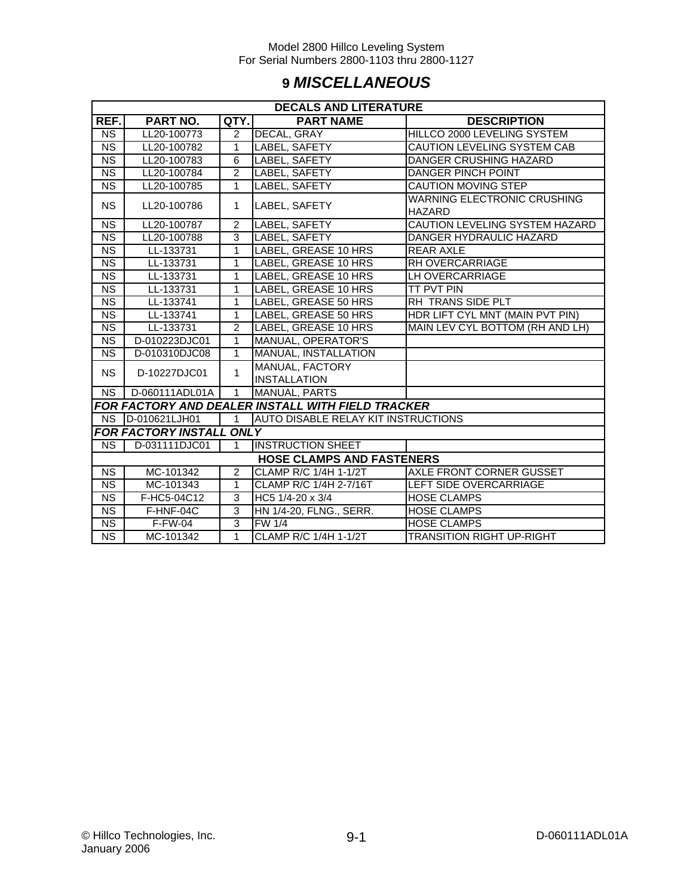# 9 *MISCELLANEOUS*

| DECALS AND LITERATURE | | | | |
|---|---|---|---|---|
| **REF.** | **PART NO.** | **QTY.** | **PART NAME** | **DESCRIPTION** |
| NS | LL20-100773 | 2 | DECAL, GRAY | HILLCO 2000 LEVELING SYSTEM |
| NS | LL20-100782 | 1 | LABEL, SAFETY | CAUTION LEVELING SYSTEM CAB |
| NS | LL20-100783 | 6 | LABEL, SAFETY | DANGER CRUSHING HAZARD |
| NS | LL20-100784 | 2 | LABEL, SAFETY | DANGER PINCH POINT |
| NS | LL20-100785 | 1 | LABEL, SAFETY | CAUTION MOVING STEP |
| NS | LL20-100786 | 1 | LABEL, SAFETY | WARNING ELECTRONIC CRUSHING HAZARD |
| NS | LL20-100787 | 2 | LABEL, SAFETY | CAUTION LEVELING SYSTEM HAZARD |
| NS | LL20-100788 | 3 | LABEL, SAFETY | DANGER HYDRAULIC HAZARD |
| NS | LL-133731 | 1 | LABEL, GREASE 10 HRS | REAR AXLE |
| NS | LL-133731 | 1 | LABEL, GREASE 10 HRS | RH OVERCARRIAGE |
| NS | LL-133731 | 1 | LABEL, GREASE 10 HRS | LH OVERCARRIAGE |
| NS | LL-133731 | 1 | LABEL, GREASE 10 HRS | TT PVT PIN |
| NS | LL-133741 | 1 | LABEL, GREASE 50 HRS | RH TRANS SIDE PLT |
| NS | LL-133741 | 1 | LABEL, GREASE 50 HRS | HDR LIFT CYL MNT (MAIN PVT PIN) |
| NS | LL-133731 | 2 | LABEL, GREASE 10 HRS | MAIN LEV CYL BOTTOM (RH AND LH) |
| NS | D-010223DJC01 | 1 | MANUAL, OPERATOR'S | |
| NS | D-010310DJC08 | 1 | MANUAL, INSTALLATION | |
| NS | D-10227DJC01 | 1 | MANUAL, FACTORY INSTALLATION | |
| NS | D-060111ADL01A | 1 | MANUAL, PARTS | |
| ***FOR FACTORY AND DEALER INSTALL WITH FIELD TRACKER*** | | | | |
| NS | D-010621LJH01 | 1 | AUTO DISABLE RELAY KIT INSTRUCTIONS | |
| ***FOR FACTORY INSTALL ONLY*** | | | | |
| NS | D-031111DJC01 | 1 | INSTRUCTION SHEET | |
| **HOSE CLAMPS AND FASTENERS** | | | | |
| NS | MC-101342 | 2 | CLAMP R/C 1/4H 1-1/2T | AXLE FRONT CORNER GUSSET |
| NS | MC-101343 | 1 | CLAMP R/C 1/4H 2-7/16T | LEFT SIDE OVERCARRIAGE |
| NS | F-HC5-04C12 | 3 | HC5 1/4-20 x 3/4 | HOSE CLAMPS |
| NS | F-HNF-04C | 3 | HN 1/4-20, FLNG., SERR. | HOSE CLAMPS |
| NS | F-FW-04 | 3 | FW 1/4 | HOSE CLAMPS |
| NS | MC-101342 | 1 | CLAMP R/C 1/4H 1-1/2T | TRANSITION RIGHT UP-RIGHT |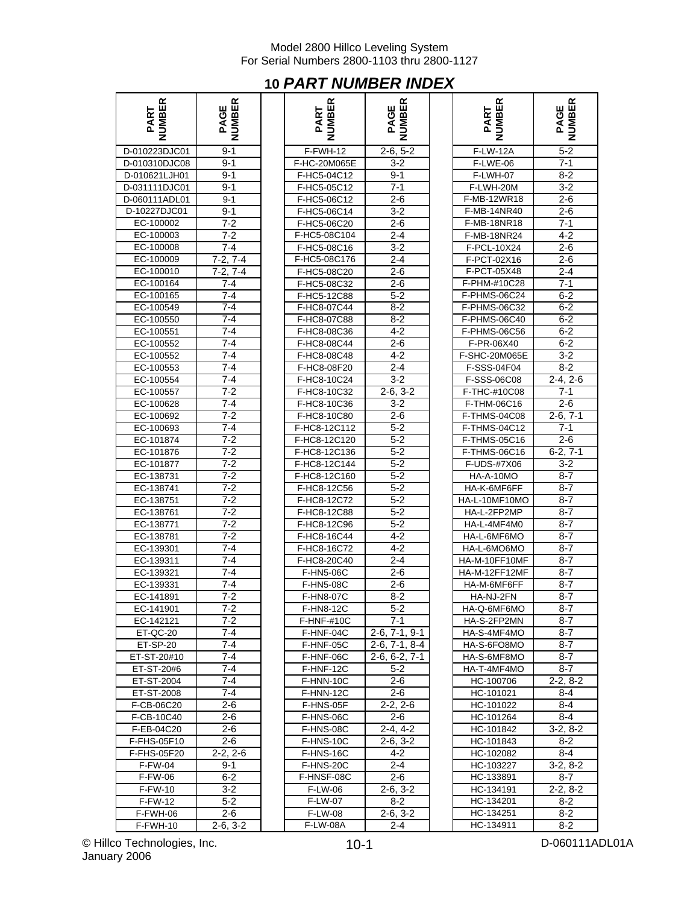# 10 PART NUMBER INDEX

| PART NUMBER | PAGE NUMBER |
|---|---|
| D-010223DJC01 | 9-1 |
| D-010310DJC08 | 9-1 |
| D-010621LJH01 | 9-1 |
| D-031111DJC01 | 9-1 |
| D-060111ADL01 | 9-1 |
| D-10227DJC01 | 9-1 |
| EC-100002 | 7-2 |
| EC-100003 | 7-2 |
| EC-100008 | 7-4 |
| EC-100009 | 7-2, 7-4 |
| EC-100010 | 7-2, 7-4 |
| EC-100164 | 7-4 |
| EC-100165 | 7-4 |
| EC-100549 | 7-4 |
| EC-100550 | 7-4 |
| EC-100551 | 7-4 |
| EC-100552 | 7-4 |
| EC-100552 | 7-4 |
| EC-100553 | 7-4 |
| EC-100554 | 7-4 |
| EC-100557 | 7-2 |
| EC-100628 | 7-4 |
| EC-100692 | 7-2 |
| EC-100693 | 7-4 |
| EC-101874 | 7-2 |
| EC-101876 | 7-2 |
| EC-101877 | 7-2 |
| EC-138731 | 7-2 |
| EC-138741 | 7-2 |
| EC-138751 | 7-2 |
| EC-138761 | 7-2 |
| EC-138771 | 7-2 |
| EC-138781 | 7-2 |
| EC-139301 | 7-4 |
| EC-139311 | 7-4 |
| EC-139321 | 7-4 |
| EC-139331 | 7-4 |
| EC-141891 | 7-2 |
| EC-141901 | 7-2 |
| EC-142121 | 7-2 |
| ET-QC-20 | 7-4 |
| ET-SP-20 | 7-4 |
| ET-ST-20#10 | 7-4 |
| ET-ST-20#6 | 7-4 |
| ET-ST-2004 | 7-4 |
| ET-ST-2008 | 7-4 |
| F-CB-06C20 | 2-6 |
| F-CB-10C40 | 2-6 |
| F-EB-04C20 | 2-6 |
| F-FHS-05F10 | 2-6 |
| F-FHS-05F20 | 2-2, 2-6 |
| F-FW-04 | 9-1 |
| F-FW-06 | 6-2 |
| F-FW-10 | 3-2 |
| F-FW-12 | 5-2 |
| F-FWH-06 | 2-6 |
| F-FWH-10 | 2-6, 3-2 |
| F-FWH-12 | 2-6, 5-2 |
| F-HC-20M065E | 3-2 |
| F-HC5-04C12 | 9-1 |
| F-HC5-05C12 | 7-1 |
| F-HC5-06C12 | 2-6 |
| F-HC5-06C14 | 3-2 |
| F-HC5-06C20 | 2-6 |
| F-HC5-08C104 | 2-4 |
| F-HC5-08C16 | 3-2 |
| F-HC5-08C176 | 2-4 |
| F-HC5-08C20 | 2-6 |
| F-HC5-08C32 | 2-6 |
| F-HC5-12C88 | 5-2 |
| F-HC8-07C44 | 8-2 |
| F-HC8-07C88 | 8-2 |
| F-HC8-08C36 | 4-2 |
| F-HC8-08C44 | 2-6 |
| F-HC8-08C48 | 4-2 |
| F-HC8-08F20 | 2-4 |
| F-HC8-10C24 | 3-2 |
| F-HC8-10C32 | 2-6, 3-2 |
| F-HC8-10C36 | 3-2 |
| F-HC8-10C80 | 2-6 |
| F-HC8-12C112 | 5-2 |
| F-HC8-12C120 | 5-2 |
| F-HC8-12C136 | 5-2 |
| F-HC8-12C144 | 5-2 |
| F-HC8-12C160 | 5-2 |
| F-HC8-12C56 | 5-2 |
| F-HC8-12C72 | 5-2 |
| F-HC8-12C88 | 5-2 |
| F-HC8-12C96 | 5-2 |
| F-HC8-16C44 | 4-2 |
| F-HC8-16C72 | 4-2 |
| F-HC8-20C40 | 2-4 |
| F-HN5-06C | 2-6 |
| F-HN5-08C | 2-6 |
| F-HN8-07C | 8-2 |
| F-HN8-12C | 5-2 |
| F-HNF-#10C | 7-1 |
| F-HNF-04C | 2-6, 7-1, 9-1 |
| F-HNF-05C | 2-6, 7-1, 8-4 |
| F-HNF-06C | 2-6, 6-2, 7-1 |
| F-HNF-12C | 5-2 |
| F-HNN-10C | 2-6 |
| F-HNN-12C | 2-6 |
| F-HNS-05F | 2-2, 2-6 |
| F-HNS-06C | 2-6 |
| F-HNS-08C | 2-4, 4-2 |
| F-HNS-10C | 2-6, 3-2 |
| F-HNS-16C | 4-2 |
| F-HNS-20C | 2-4 |
| F-HNSF-08C | 2-6 |
| F-LW-06 | 2-6, 3-2 |
| F-LW-07 | 8-2 |
| F-LW-08 | 2-6, 3-2 |
| F-LW-08A | 2-4 |
| F-LW-12A | 5-2 |
| F-LWE-06 | 7-1 |
| F-LWH-07 | 8-2 |
| F-LWH-20M | 3-2 |
| F-MB-12WR18 | 2-6 |
| F-MB-14NR40 | 2-6 |
| F-MB-18NR18 | 7-1 |
| F-MB-18NR24 | 4-2 |
| F-PCL-10X24 | 2-6 |
| F-PCT-02X16 | 2-6 |
| F-PCT-05X48 | 2-4 |
| F-PHM-#10C28 | 7-1 |
| F-PHMS-06C24 | 6-2 |
| F-PHMS-06C32 | 6-2 |
| F-PHMS-06C40 | 6-2 |
| F-PHMS-06C56 | 6-2 |
| F-PR-06X40 | 6-2 |
| F-SHC-20M065E | 3-2 |
| F-SSS-04F04 | 8-2 |
| F-SSS-06C08 | 2-4, 2-6 |
| F-THC-#10C08 | 7-1 |
| F-THM-06C16 | 2-6 |
| F-THMS-04C08 | 2-6, 7-1 |
| F-THMS-04C12 | 7-1 |
| F-THMS-05C16 | 2-6 |
| F-THMS-06C16 | 6-2, 7-1 |
| F-UDS-#7X06 | 3-2 |
| HA-A-10MO | 8-7 |
| HA-K-6MF6FF | 8-7 |
| HA-L-10MF10MO | 8-7 |
| HA-L-2FP2MP | 8-7 |
| HA-L-4MF4M0 | 8-7 |
| HA-L-6MF6MO | 8-7 |
| HA-L-6MO6MO | 8-7 |
| HA-M-10FF10MF | 8-7 |
| HA-M-12FF12MF | 8-7 |
| HA-M-6MF6FF | 8-7 |
| HA-NJ-2FN | 8-7 |
| HA-Q-6MF6MO | 8-7 |
| HA-S-2FP2MN | 8-7 |
| HA-S-4MF4MO | 8-7 |
| HA-S-6FO8MO | 8-7 |
| HA-S-6MF8MO | 8-7 |
| HA-T-4MF4MO | 8-7 |
| HC-100706 | 2-2, 8-2 |
| HC-101021 | 8-4 |
| HC-101022 | 8-4 |
| HC-101264 | 8-4 |
| HC-101842 | 3-2, 8-2 |
| HC-101843 | 8-2 |
| HC-102082 | 8-4 |
| HC-103227 | 3-2, 8-2 |
| HC-133891 | 8-7 |
| HC-134191 | 2-2, 8-2 |
| HC-134201 | 8-2 |
| HC-134251 | 8-2 |
| HC-134911 | 8-2 |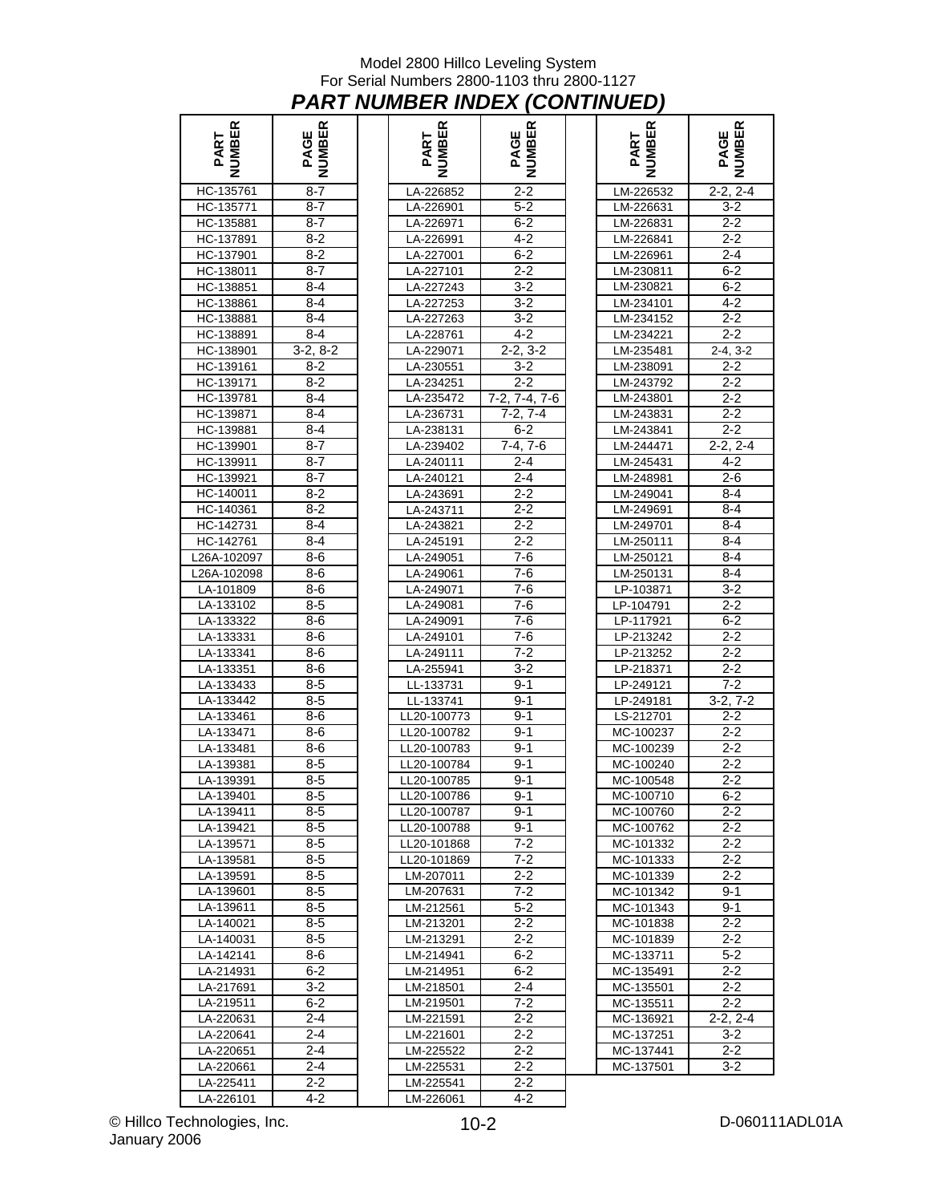Model 2800 Hillco Leveling System
For Serial Numbers 2800-1103 thru 2800-1127

## *PART NUMBER INDEX (CONTINUED)*

| PART NUMBER | PAGE NUMBER |
|---|---|
| HC-135761 | 8-7 |
| HC-135771 | 8-7 |
| HC-135881 | 8-7 |
| HC-137891 | 8-2 |
| HC-137901 | 8-2 |
| HC-138011 | 8-7 |
| HC-138851 | 8-4 |
| HC-138861 | 8-4 |
| HC-138881 | 8-4 |
| HC-138891 | 8-4 |
| HC-138901 | 3-2, 8-2 |
| HC-139161 | 8-2 |
| HC-139171 | 8-2 |
| HC-139781 | 8-4 |
| HC-139871 | 8-4 |
| HC-139881 | 8-4 |
| HC-139901 | 8-7 |
| HC-139911 | 8-7 |
| HC-139921 | 8-7 |
| HC-140011 | 8-2 |
| HC-140361 | 8-2 |
| HC-142731 | 8-4 |
| HC-142761 | 8-4 |
| L26A-102097 | 8-6 |
| L26A-102098 | 8-6 |
| LA-101809 | 8-6 |
| LA-133102 | 8-5 |
| LA-133322 | 8-6 |
| LA-133331 | 8-6 |
| LA-133341 | 8-6 |
| LA-133351 | 8-6 |
| LA-133433 | 8-5 |
| LA-133442 | 8-5 |
| LA-133461 | 8-6 |
| LA-133471 | 8-6 |
| LA-133481 | 8-6 |
| LA-139381 | 8-5 |
| LA-139391 | 8-5 |
| LA-139401 | 8-5 |
| LA-139411 | 8-5 |
| LA-139421 | 8-5 |
| LA-139571 | 8-5 |
| LA-139581 | 8-5 |
| LA-139591 | 8-5 |
| LA-139601 | 8-5 |
| LA-139611 | 8-5 |
| LA-140021 | 8-5 |
| LA-140031 | 8-5 |
| LA-142141 | 8-6 |
| LA-214931 | 6-2 |
| LA-217691 | 3-2 |
| LA-219511 | 6-2 |
| LA-220631 | 2-4 |
| LA-220641 | 2-4 |
| LA-220651 | 2-4 |
| LA-220661 | 2-4 |
| LA-225411 | 2-2 |
| LA-226101 | 4-2 |

| PART NUMBER | PAGE NUMBER |
|---|---|
| LA-226852 | 2-2 |
| LA-226901 | 5-2 |
| LA-226971 | 6-2 |
| LA-226991 | 4-2 |
| LA-227001 | 6-2 |
| LA-227101 | 2-2 |
| LA-227243 | 3-2 |
| LA-227253 | 3-2 |
| LA-227263 | 3-2 |
| LA-228761 | 4-2 |
| LA-229071 | 2-2, 3-2 |
| LA-230551 | 3-2 |
| LA-234251 | 2-2 |
| LA-235472 | 7-2, 7-4, 7-6 |
| LA-236731 | 7-2, 7-4 |
| LA-238131 | 6-2 |
| LA-239402 | 7-4, 7-6 |
| LA-240111 | 2-4 |
| LA-240121 | 2-4 |
| LA-243691 | 2-2 |
| LA-243711 | 2-2 |
| LA-243821 | 2-2 |
| LA-245191 | 2-2 |
| LA-249051 | 7-6 |
| LA-249061 | 7-6 |
| LA-249071 | 7-6 |
| LA-249081 | 7-6 |
| LA-249091 | 7-6 |
| LA-249101 | 7-6 |
| LA-249111 | 7-2 |
| LA-255941 | 3-2 |
| LL-133731 | 9-1 |
| LL-133741 | 9-1 |
| LL20-100773 | 9-1 |
| LL20-100782 | 9-1 |
| LL20-100783 | 9-1 |
| LL20-100784 | 9-1 |
| LL20-100785 | 9-1 |
| LL20-100786 | 9-1 |
| LL20-100787 | 9-1 |
| LL20-100788 | 9-1 |
| LL20-101868 | 7-2 |
| LL20-101869 | 7-2 |
| LM-207011 | 2-2 |
| LM-207631 | 7-2 |
| LM-212561 | 5-2 |
| LM-213201 | 2-2 |
| LM-213291 | 2-2 |
| LM-214941 | 6-2 |
| LM-214951 | 6-2 |
| LM-218501 | 2-4 |
| LM-219501 | 7-2 |
| LM-221591 | 2-2 |
| LM-221601 | 2-2 |
| LM-225522 | 2-2 |
| LM-225531 | 2-2 |
| LM-225541 | 2-2 |
| LM-226061 | 4-2 |

| PART NUMBER | PAGE NUMBER |
|---|---|
| LM-226532 | 2-2, 2-4 |
| LM-226631 | 3-2 |
| LM-226831 | 2-2 |
| LM-226841 | 2-2 |
| LM-226961 | 2-4 |
| LM-230811 | 6-2 |
| LM-230821 | 6-2 |
| LM-234101 | 4-2 |
| LM-234152 | 2-2 |
| LM-234221 | 2-2 |
| LM-235481 | 2-4, 3-2 |
| LM-238091 | 2-2 |
| LM-243792 | 2-2 |
| LM-243801 | 2-2 |
| LM-243831 | 2-2 |
| LM-243841 | 2-2 |
| LM-244471 | 2-2, 2-4 |
| LM-245431 | 4-2 |
| LM-248981 | 2-6 |
| LM-249041 | 8-4 |
| LM-249691 | 8-4 |
| LM-249701 | 8-4 |
| LM-250111 | 8-4 |
| LM-250121 | 8-4 |
| LM-250131 | 8-4 |
| LP-103871 | 3-2 |
| LP-104791 | 2-2 |
| LP-117921 | 6-2 |
| LP-213242 | 2-2 |
| LP-213252 | 2-2 |
| LP-218371 | 2-2 |
| LP-249121 | 7-2 |
| LP-249181 | 3-2, 7-2 |
| LS-212701 | 2-2 |
| MC-100237 | 2-2 |
| MC-100239 | 2-2 |
| MC-100240 | 2-2 |
| MC-100548 | 2-2 |
| MC-100710 | 6-2 |
| MC-100760 | 2-2 |
| MC-100762 | 2-2 |
| MC-101332 | 2-2 |
| MC-101333 | 2-2 |
| MC-101339 | 2-2 |
| MC-101342 | 9-1 |
| MC-101343 | 9-1 |
| MC-101838 | 2-2 |
| MC-101839 | 2-2 |
| MC-133711 | 5-2 |
| MC-135491 | 2-2 |
| MC-135501 | 2-2 |
| MC-135511 | 2-2 |
| MC-136921 | 2-2, 2-4 |
| MC-137251 | 3-2 |
| MC-137441 | 2-2 |
| MC-137501 | 3-2 |

© Hillco Technologies, Inc.
January 2006

D-060111ADL01A